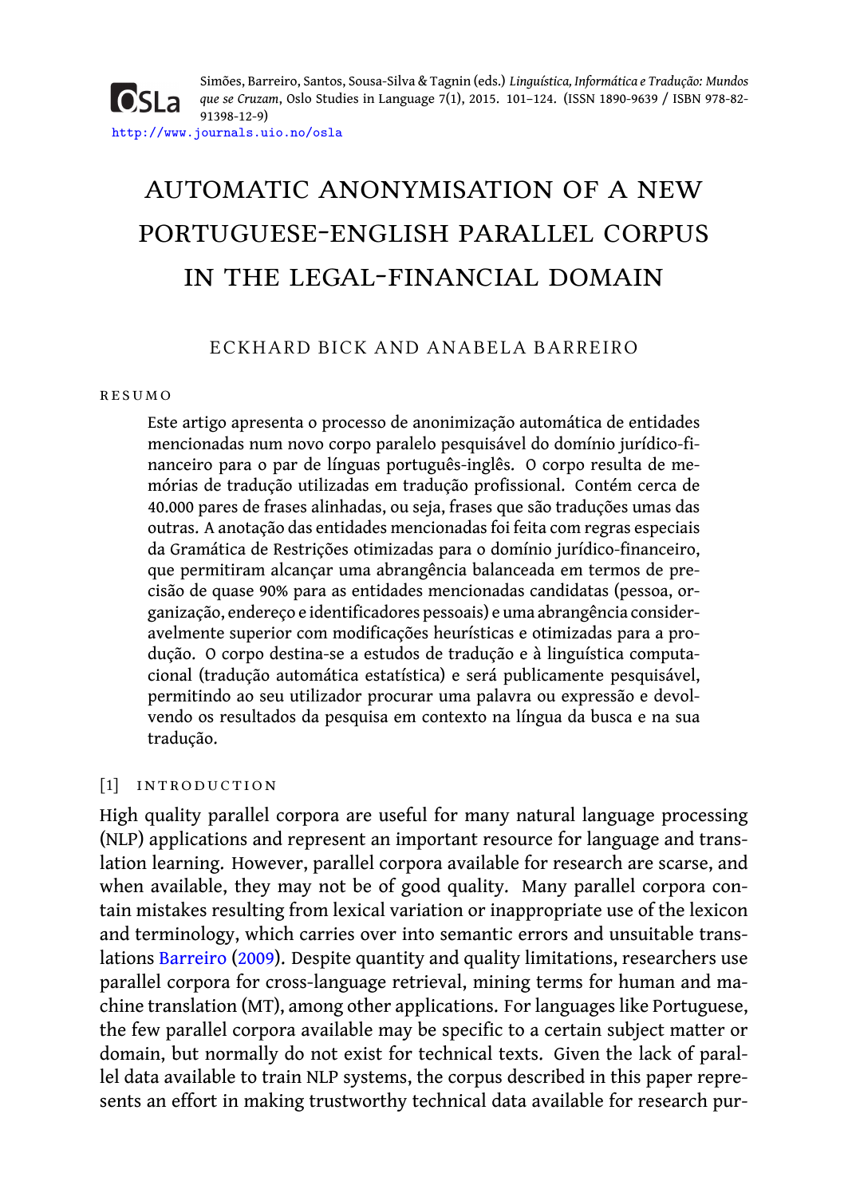Simões, Barreiro, Santos, Sousa-Silva & Tagnin (eds.) *Linguística, Informática e Tradução: Mundos que se Cruzam*, Oslo Studies in Language 7(1), 2015. 101–124. (ISSN 1890-9639 / ISBN 978-82-91398-12-9)
http://www.journals.uio.no/osla

# AUTOMATIC ANONYMISATION OF A NEW PORTUGUESE-ENGLISH PARALLEL CORPUS IN THE LEGAL-FINANCIAL DOMAIN

ECKHARD BICK AND ANABELA BARREIRO

## RESUMO

Este artigo apresenta o processo de anonimização automática de entidades mencionadas num novo corpo paralelo pesquisável do domínio jurídico-financeiro para o par de línguas português-inglês. O corpo resulta de memórias de tradução utilizadas em tradução profissional. Contém cerca de 40.000 pares de frases alinhadas, ou seja, frases que são traduções umas das outras. A anotação das entidades mencionadas foi feita com regras especiais da Gramática de Restrições otimizadas para o domínio jurídico-financeiro, que permitiram alcançar uma abrangência balanceada em termos de precisão de quase 90% para as entidades mencionadas candidatas (pessoa, organização, endereço e identificadores pessoais) e uma abrangência consideravelmente superior com modificações heurísticas e otimizadas para a produção. O corpo destina-se a estudos de tradução e à linguística computacional (tradução automática estatística) e será publicamente pesquisável, permitindo ao seu utilizador procurar uma palavra ou expressão e devolvendo os resultados da pesquisa em contexto na língua da busca e na sua tradução.

## [1] INTRODUCTION

High quality parallel corpora are useful for many natural language processing (NLP) applications and represent an important resource for language and translation learning. However, parallel corpora available for research are scarce, and when available, they may not be of good quality. Many parallel corpora contain mistakes resulting from lexical variation or inappropriate use of the lexicon and terminology, which carries over into semantic errors and unsuitable translations Barreiro (2009). Despite quantity and quality limitations, researchers use parallel corpora for cross-language retrieval, mining terms for human and machine translation (MT), among other applications. For languages like Portuguese, the few parallel corpora available may be specific to a certain subject matter or domain, but normally do not exist for technical texts. Given the lack of parallel data available to train NLP systems, the corpus described in this paper represents an effort in making trustworthy technical data available for research pur-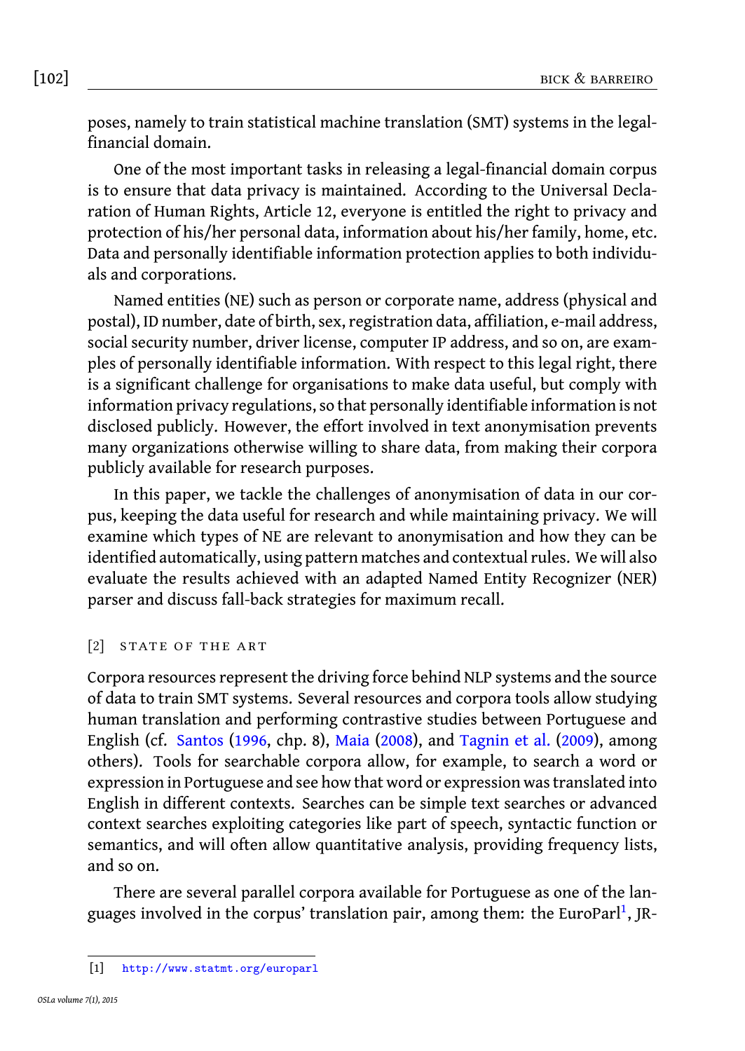poses, namely to train statistical machine translation (SMT) systems in the legal-financial domain.

One of the most important tasks in releasing a legal-financial domain corpus is to ensure that data privacy is maintained. According to the Universal Declaration of Human Rights, Article 12, everyone is entitled the right to privacy and protection of his/her personal data, information about his/her family, home, etc. Data and personally identifiable information protection applies to both individuals and corporations.

Named entities (NE) such as person or corporate name, address (physical and postal), ID number, date of birth, sex, registration data, affiliation, e-mail address, social security number, driver license, computer IP address, and so on, are examples of personally identifiable information. With respect to this legal right, there is a significant challenge for organisations to make data useful, but comply with information privacy regulations, so that personally identifiable information is not disclosed publicly. However, the effort involved in text anonymisation prevents many organizations otherwise willing to share data, from making their corpora publicly available for research purposes.

In this paper, we tackle the challenges of anonymisation of data in our corpus, keeping the data useful for research and while maintaining privacy. We will examine which types of NE are relevant to anonymisation and how they can be identified automatically, using pattern matches and contextual rules. We will also evaluate the results achieved with an adapted Named Entity Recognizer (NER) parser and discuss fall-back strategies for maximum recall.

## [2] STATE OF THE ART

Corpora resources represent the driving force behind NLP systems and the source of data to train SMT systems. Several resources and corpora tools allow studying human translation and performing contrastive studies between Portuguese and English (cf. Santos (1996, chp. 8), Maia (2008), and Tagnin et al. (2009), among others). Tools for searchable corpora allow, for example, to search a word or expression in Portuguese and see how that word or expression was translated into English in different contexts. Searches can be simple text searches or advanced context searches exploiting categories like part of speech, syntactic function or semantics, and will often allow quantitative analysis, providing frequency lists, and so on.

There are several parallel corpora available for Portuguese as one of the languages involved in the corpus' translation pair, among them: the EuroParl[1], JR-

[1] http://www.statmt.org/europarl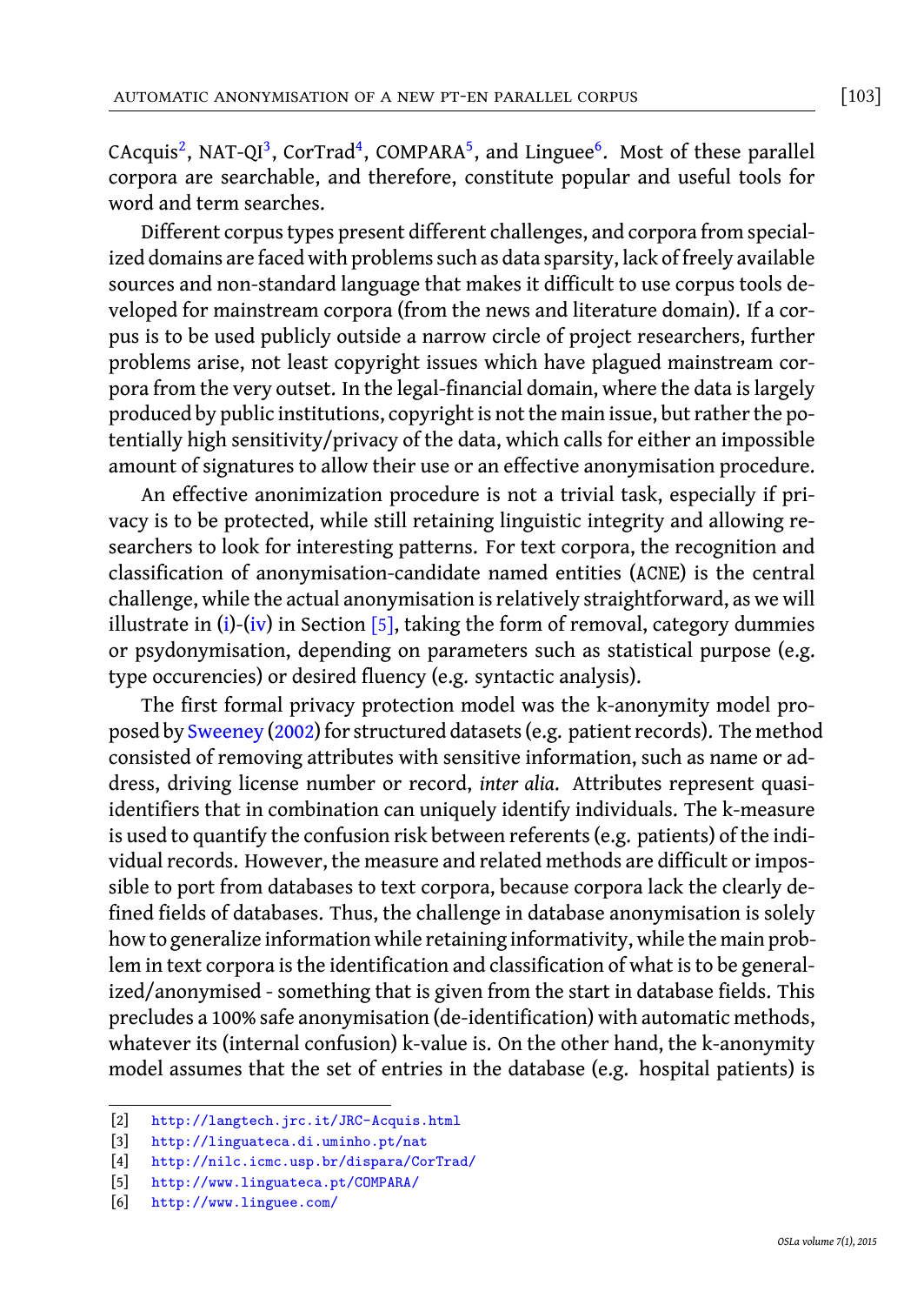CAcquis[2], NAT-QI[3], CorTrad[4], COMPARA[5], and Linguee[6]. Most of these parallel corpora are searchable, and therefore, constitute popular and useful tools for word and term searches.

Different corpus types present different challenges, and corpora from specialized domains are faced with problems such as data sparsity, lack of freely available sources and non-standard language that makes it difficult to use corpus tools developed for mainstream corpora (from the news and literature domain). If a corpus is to be used publicly outside a narrow circle of project researchers, further problems arise, not least copyright issues which have plagued mainstream corpora from the very outset. In the legal-financial domain, where the data is largely produced by public institutions, copyright is not the main issue, but rather the potentially high sensitivity/privacy of the data, which calls for either an impossible amount of signatures to allow their use or an effective anonymisation procedure.

An effective anonimization procedure is not a trivial task, especially if privacy is to be protected, while still retaining linguistic integrity and allowing researchers to look for interesting patterns. For text corpora, the recognition and classification of anonymisation-candidate named entities (ACNE) is the central challenge, while the actual anonymisation is relatively straightforward, as we will illustrate in (i)-(iv) in Section [5], taking the form of removal, category dummies or psydonymisation, depending on parameters such as statistical purpose (e.g. type occurencies) or desired fluency (e.g. syntactic analysis).

The first formal privacy protection model was the k-anonymity model proposed by Sweeney (2002) for structured datasets (e.g. patient records). The method consisted of removing attributes with sensitive information, such as name or address, driving license number or record, *inter alia*. Attributes represent quasi-identifiers that in combination can uniquely identify individuals. The k-measure is used to quantify the confusion risk between referents (e.g. patients) of the individual records. However, the measure and related methods are difficult or impossible to port from databases to text corpora, because corpora lack the clearly defined fields of databases. Thus, the challenge in database anonymisation is solely how to generalize information while retaining informativity, while the main problem in text corpora is the identification and classification of what is to be generalized/anonymised - something that is given from the start in database fields. This precludes a 100% safe anonymisation (de-identification) with automatic methods, whatever its (internal confusion) k-value is. On the other hand, the k-anonymity model assumes that the set of entries in the database (e.g. hospital patients) is

[2] http://langtech.jrc.it/JRC-Acquis.html
[3] http://linguateca.di.uminho.pt/nat
[4] http://nilc.icmc.usp.br/dispara/CorTrad/
[5] http://www.linguateca.pt/COMPARA/
[6] http://www.linguee.com/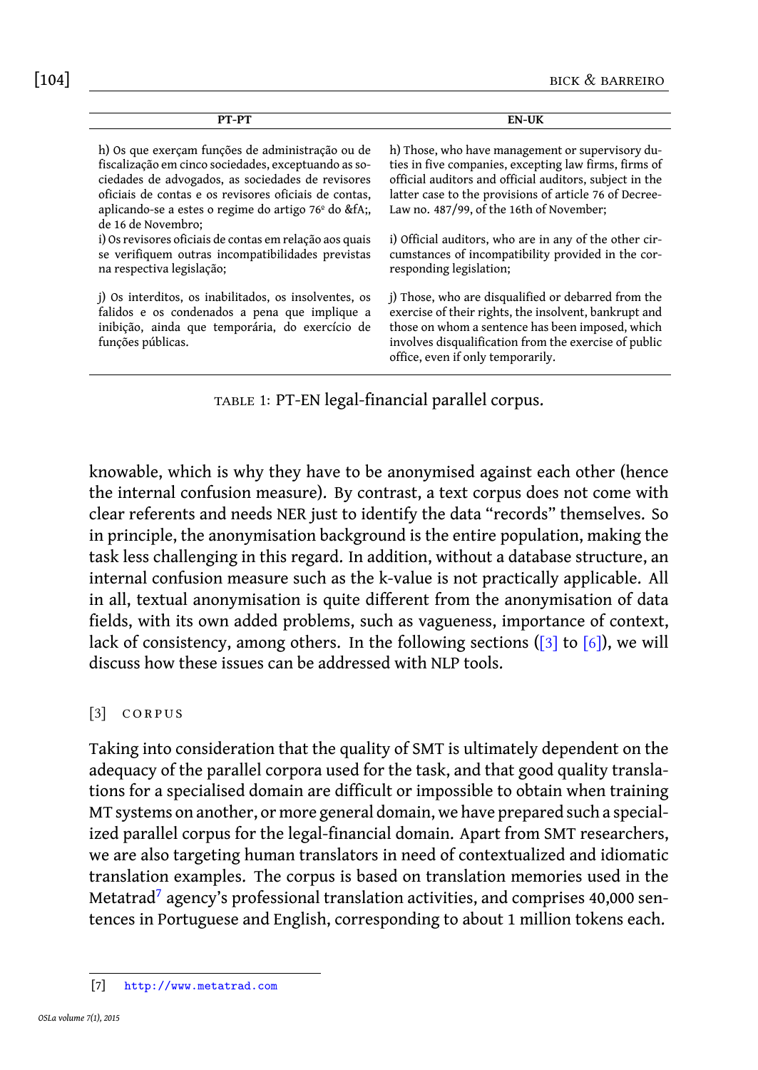| PT-PT | EN-UK |
|---|---|
| h) Os que exerçam funções de administração ou de fiscalização em cinco sociedades, exceptuando as sociedades de advogados, as sociedades de revisores oficiais de contas e os revisores oficiais de contas, aplicando-se a estes o regime do artigo 76º do &fA;, de 16 de Novembro; | h) Those, who have management or supervisory duties in five companies, excepting law firms, firms of official auditors and official auditors, subject in the latter case to the provisions of article 76 of Decree-Law no. 487/99, of the 16th of November; |
| i) Os revisores oficiais de contas em relação aos quais se verifiquem outras incompatibilidades previstas na respectiva legislação; | i) Official auditors, who are in any of the other circumstances of incompatibility provided in the corresponding legislation; |
| j) Os interditos, os inabilitados, os insolventes, os falidos e os condenados a pena que implique a inibição, ainda que temporária, do exercício de funções públicas. | j) Those, who are disqualified or debarred from the exercise of their rights, the insolvent, bankrupt and those on whom a sentence has been imposed, which involves disqualification from the exercise of public office, even if only temporarily. |

TABLE 1: PT-EN legal-financial parallel corpus.

knowable, which is why they have to be anonymised against each other (hence the internal confusion measure). By contrast, a text corpus does not come with clear referents and needs NER just to identify the data "records" themselves. So in principle, the anonymisation background is the entire population, making the task less challenging in this regard. In addition, without a database structure, an internal confusion measure such as the k-value is not practically applicable. All in all, textual anonymisation is quite different from the anonymisation of data fields, with its own added problems, such as vagueness, importance of context, lack of consistency, among others. In the following sections ([3] to [6]), we will discuss how these issues can be addressed with NLP tools.

## [3] CORPUS

Taking into consideration that the quality of SMT is ultimately dependent on the adequacy of the parallel corpora used for the task, and that good quality translations for a specialised domain are difficult or impossible to obtain when training MT systems on another, or more general domain, we have prepared such a specialized parallel corpus for the legal-financial domain. Apart from SMT researchers, we are also targeting human translators in need of contextualized and idiomatic translation examples. The corpus is based on translation memories used in the Metatrad[7] agency's professional translation activities, and comprises 40,000 sentences in Portuguese and English, corresponding to about 1 million tokens each.

[7] http://www.metatrad.com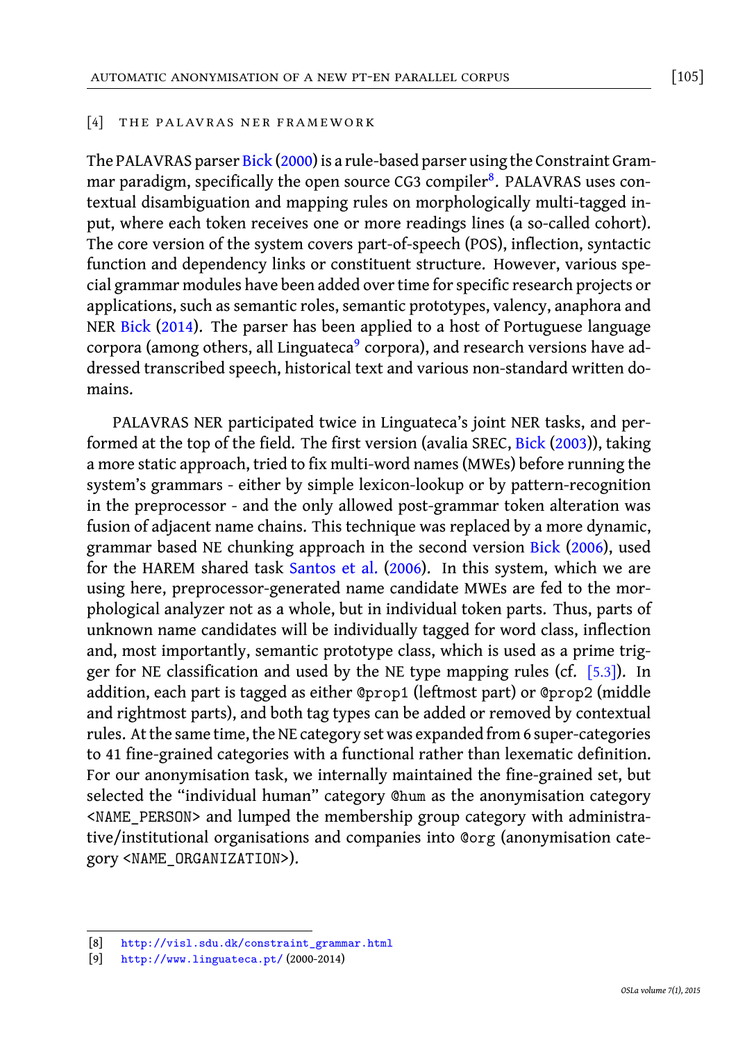## [4] THE PALAVRAS NER FRAMEWORK

The PALAVRAS parser Bick (2000) is a rule-based parser using the Constraint Grammar paradigm, specifically the open source CG3 compiler[8]. PALAVRAS uses contextual disambiguation and mapping rules on morphologically multi-tagged input, where each token receives one or more readings lines (a so-called cohort). The core version of the system covers part-of-speech (POS), inflection, syntactic function and dependency links or constituent structure. However, various special grammar modules have been added over time for specific research projects or applications, such as semantic roles, semantic prototypes, valency, anaphora and NER Bick (2014). The parser has been applied to a host of Portuguese language corpora (among others, all Linguateca[9] corpora), and research versions have addressed transcribed speech, historical text and various non-standard written domains.

PALAVRAS NER participated twice in Linguateca's joint NER tasks, and performed at the top of the field. The first version (avalia SREC, Bick (2003)), taking a more static approach, tried to fix multi-word names (MWEs) before running the system's grammars - either by simple lexicon-lookup or by pattern-recognition in the preprocessor - and the only allowed post-grammar token alteration was fusion of adjacent name chains. This technique was replaced by a more dynamic, grammar based NE chunking approach in the second version Bick (2006), used for the HAREM shared task Santos et al. (2006). In this system, which we are using here, preprocessor-generated name candidate MWEs are fed to the morphological analyzer not as a whole, but in individual token parts. Thus, parts of unknown name candidates will be individually tagged for word class, inflection and, most importantly, semantic prototype class, which is used as a prime trigger for NE classification and used by the NE type mapping rules (cf. [5.3]). In addition, each part is tagged as either @prop1 (leftmost part) or @prop2 (middle and rightmost parts), and both tag types can be added or removed by contextual rules. At the same time, the NE category set was expanded from 6 super-categories to 41 fine-grained categories with a functional rather than lexematic definition. For our anonymisation task, we internally maintained the fine-grained set, but selected the "individual human" category @hum as the anonymisation category <NAME_PERSON> and lumped the membership group category with administrative/institutional organisations and companies into @org (anonymisation category <NAME_ORGANIZATION>).

[8] http://visl.sdu.dk/constraint_grammar.html

[9] http://www.linguateca.pt/ (2000-2014)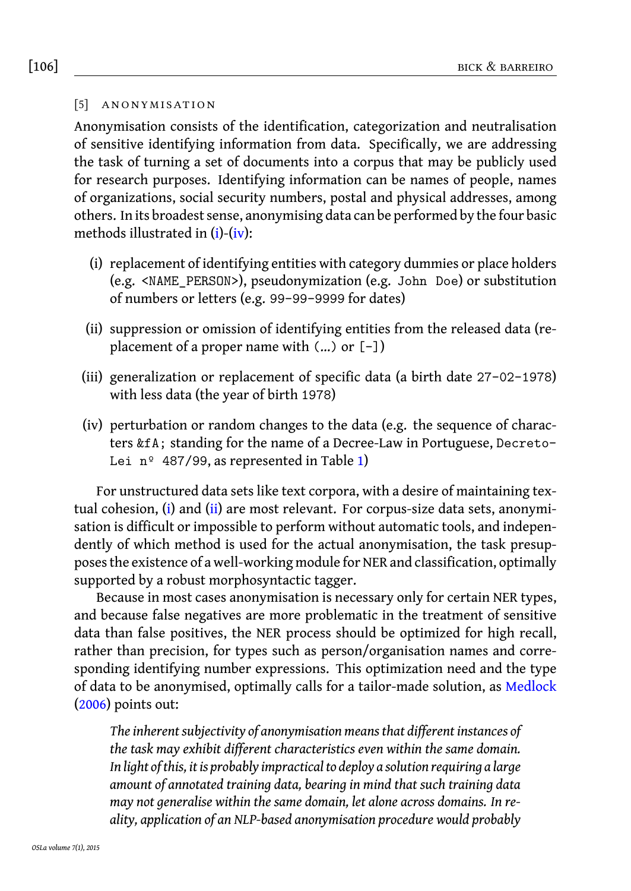## [5] ANONYMISATION

Anonymisation consists of the identification, categorization and neutralisation of sensitive identifying information from data. Specifically, we are addressing the task of turning a set of documents into a corpus that may be publicly used for research purposes. Identifying information can be names of people, names of organizations, social security numbers, postal and physical addresses, among others. In its broadest sense, anonymising data can be performed by the four basic methods illustrated in (i)-(iv):

(i) replacement of identifying entities with category dummies or place holders (e.g. `<NAME_PERSON>`), pseudonymization (e.g. `John Doe`) or substitution of numbers or letters (e.g. `99-99-9999` for dates)

(ii) suppression or omission of identifying entities from the released data (replacement of a proper name with `(...)` or `[-]`)

(iii) generalization or replacement of specific data (a birth date `27-02-1978`) with less data (the year of birth `1978`)

(iv) perturbation or random changes to the data (e.g. the sequence of characters `&fA;` standing for the name of a Decree-Law in Portuguese, `Decreto-Lei nº 487/99`, as represented in Table 1)

For unstructured data sets like text corpora, with a desire of maintaining textual cohesion, (i) and (ii) are most relevant. For corpus-size data sets, anonymisation is difficult or impossible to perform without automatic tools, and independently of which method is used for the actual anonymisation, the task presupposes the existence of a well-working module for NER and classification, optimally supported by a robust morphosyntactic tagger.

Because in most cases anonymisation is necessary only for certain NER types, and because false negatives are more problematic in the treatment of sensitive data than false positives, the NER process should be optimized for high recall, rather than precision, for types such as person/organisation names and corresponding identifying number expressions. This optimization need and the type of data to be anonymised, optimally calls for a tailor-made solution, as Medlock (2006) points out:

> *The inherent subjectivity of anonymisation means that different instances of the task may exhibit different characteristics even within the same domain. In light of this, it is probably impractical to deploy a solution requiring a large amount of annotated training data, bearing in mind that such training data may not generalise within the same domain, let alone across domains. In reality, application of an NLP-based anonymisation procedure would probably*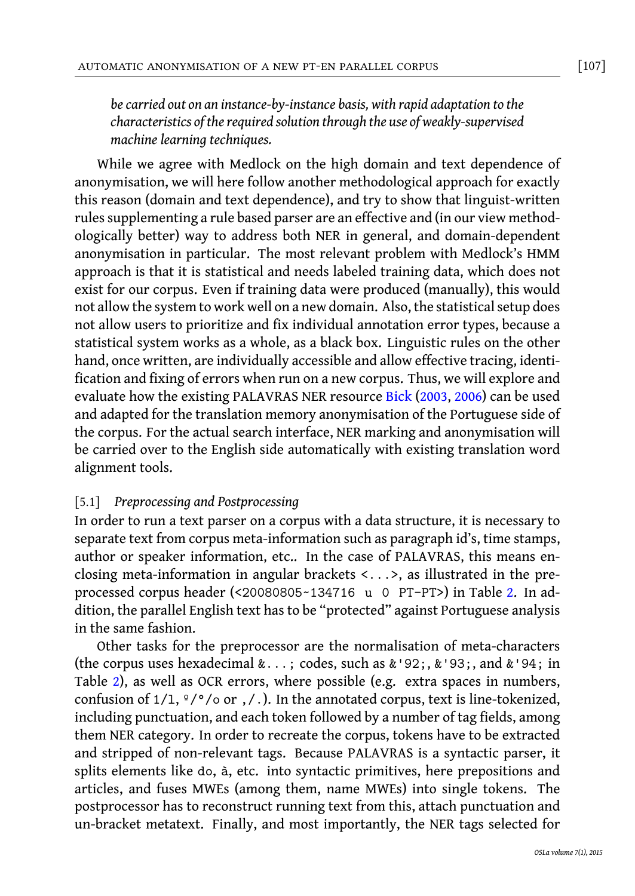*be carried out on an instance-by-instance basis, with rapid adaptation to the characteristics of the required solution through the use of weakly-supervised machine learning techniques.*

While we agree with Medlock on the high domain and text dependence of anonymisation, we will here follow another methodological approach for exactly this reason (domain and text dependence), and try to show that linguist-written rules supplementing a rule based parser are an effective and (in our view methodologically better) way to address both NER in general, and domain-dependent anonymisation in particular. The most relevant problem with Medlock's HMM approach is that it is statistical and needs labeled training data, which does not exist for our corpus. Even if training data were produced (manually), this would not allow the system to work well on a new domain. Also, the statistical setup does not allow users to prioritize and fix individual annotation error types, because a statistical system works as a whole, as a black box. Linguistic rules on the other hand, once written, are individually accessible and allow effective tracing, identification and fixing of errors when run on a new corpus. Thus, we will explore and evaluate how the existing PALAVRAS NER resource Bick (2003, 2006) can be used and adapted for the translation memory anonymisation of the Portuguese side of the corpus. For the actual search interface, NER marking and anonymisation will be carried over to the English side automatically with existing translation word alignment tools.

### [5.1] *Preprocessing and Postprocessing*

In order to run a text parser on a corpus with a data structure, it is necessary to separate text from corpus meta-information such as paragraph id's, time stamps, author or speaker information, etc.. In the case of PALAVRAS, this means enclosing meta-information in angular brackets `<...>`, as illustrated in the preprocessed corpus header (`<20080805~134716 u 0 PT-PT>`) in Table 2. In addition, the parallel English text has to be "protected" against Portuguese analysis in the same fashion.

Other tasks for the preprocessor are the normalisation of meta-characters (the corpus uses hexadecimal `&...;` codes, such as `&'92;`, `&'93;`, and `&'94;` in Table 2), as well as OCR errors, where possible (e.g. extra spaces in numbers, confusion of `1/l`, `º/°/o` or `,/.`). In the annotated corpus, text is line-tokenized, including punctuation, and each token followed by a number of tag fields, among them NER category. In order to recreate the corpus, tokens have to be extracted and stripped of non-relevant tags. Because PALAVRAS is a syntactic parser, it splits elements like `do`, `à`, etc. into syntactic primitives, here prepositions and articles, and fuses MWEs (among them, name MWEs) into single tokens. The postprocessor has to reconstruct running text from this, attach punctuation and un-bracket metatext. Finally, and most importantly, the NER tags selected for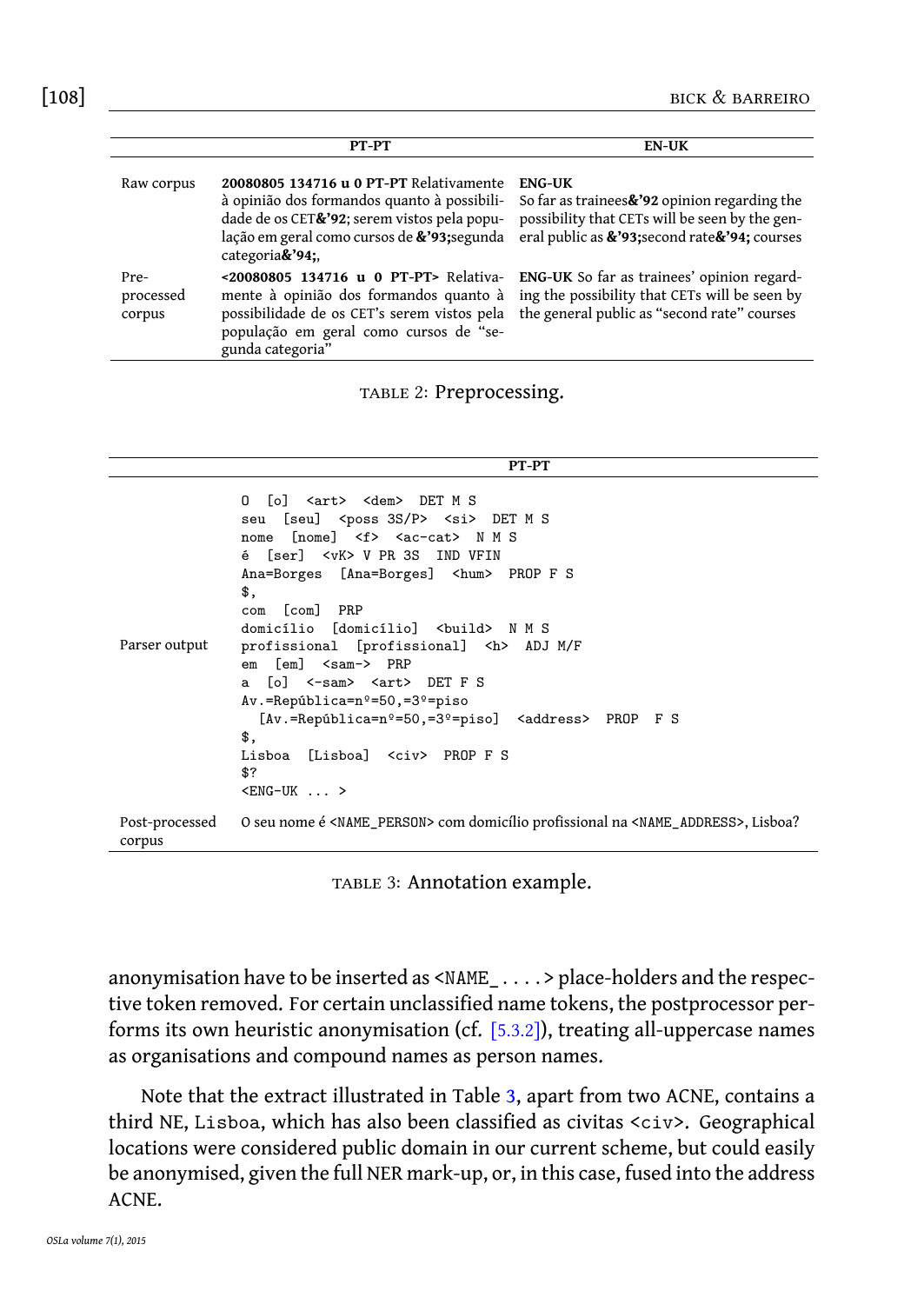| | PT-PT | EN-UK |
|---|---|---|
| Raw corpus | **20080805 134716 u 0 PT-PT** Relativamente à opinião dos formandos quanto à possibilidade de os CET**&'92**; serem vistos pela população em geral como cursos de **&'93;**segunda categoria**&'94;**, | **ENG-UK** So far as trainees**&'92** opinion regarding the possibility that CETs will be seen by the general public as **&'93;**second rate**&'94;** courses |
| Pre-processed corpus | **<20080805 134716 u 0 PT-PT>** Relativamente à opinião dos formandos quanto à possibilidade de os CET's serem vistos pela população em geral como cursos de "segunda categoria" | **ENG-UK** So far as trainees' opinion regarding the possibility that CETs will be seen by the general public as "second rate" courses |

TABLE 2: Preprocessing.

| | PT-PT |
|---|---|
| Parser output | `O [o] <art> <dem> DET M S`<br>`seu [seu] <poss 3S/P> <si> DET M S`<br>`nome [nome] <f> <ac-cat> N M S`<br>`é [ser] <vK> V PR 3S IND VFIN`<br>`Ana=Borges [Ana=Borges] <hum> PROP F S`<br>`$,`<br>`com [com] PRP`<br>`domicílio [domicílio] <build> N M S`<br>`profissional [profissional] <h> ADJ M/F`<br>`em [em] <sam-> PRP`<br>`a [o] <-sam> <art> DET F S`<br>`Av.=República=nº=50,=3º=piso`<br>`[Av.=República=nº=50,=3º=piso] <address> PROP F S`<br>`$,`<br>`Lisboa [Lisboa] <civ> PROP F S`<br>`$?`<br>`<ENG-UK ... >` |
| Post-processed corpus | O seu nome é <NAME_PERSON> com domicílio profissional na <NAME_ADDRESS>, Lisboa? |

TABLE 3: Annotation example.

anonymisation have to be inserted as <NAME_ . . . .> place-holders and the respective token removed. For certain unclassified name tokens, the postprocessor performs its own heuristic anonymisation (cf. [5.3.2]), treating all-uppercase names as organisations and compound names as person names.

Note that the extract illustrated in Table 3, apart from two ACNE, contains a third NE, Lisboa, which has also been classified as civitas <civ>. Geographical locations were considered public domain in our current scheme, but could easily be anonymised, given the full NER mark-up, or, in this case, fused into the address ACNE.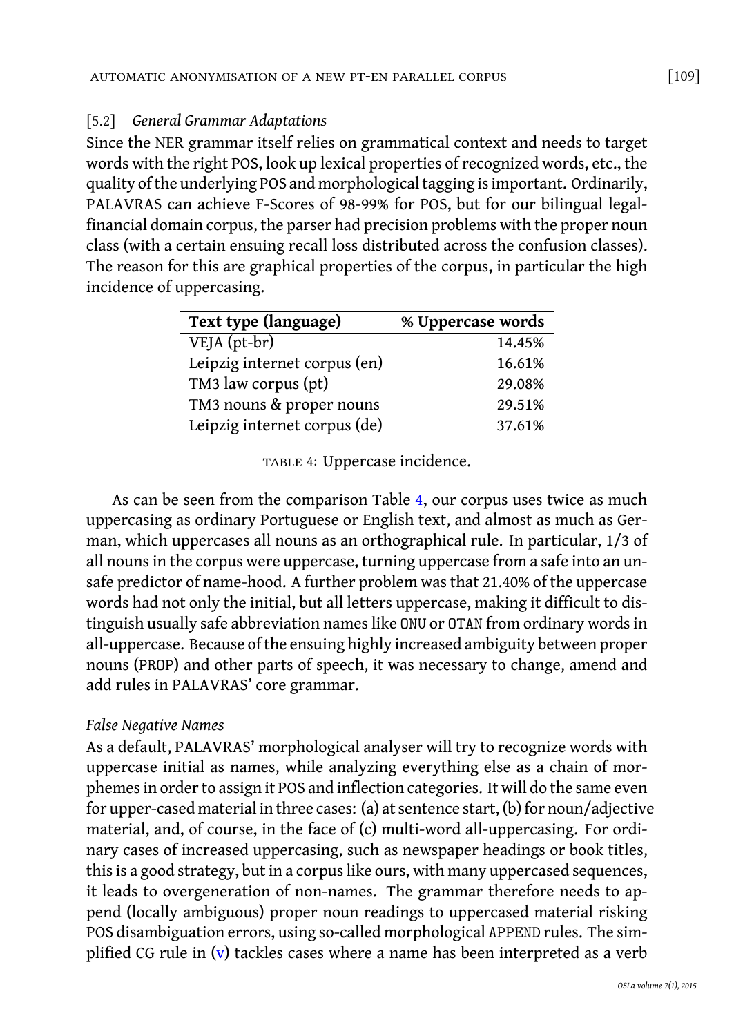### [5.2] *General Grammar Adaptations*

Since the NER grammar itself relies on grammatical context and needs to target words with the right POS, look up lexical properties of recognized words, etc., the quality of the underlying POS and morphological tagging is important. Ordinarily, PALAVRAS can achieve F-Scores of 98-99% for POS, but for our bilingual legal-financial domain corpus, the parser had precision problems with the proper noun class (with a certain ensuing recall loss distributed across the confusion classes). The reason for this are graphical properties of the corpus, in particular the high incidence of uppercasing.

| **Text type (language)** | **% Uppercase words** |
|---|---:|
| VEJA (pt-br) | 14.45% |
| Leipzig internet corpus (en) | 16.61% |
| TM3 law corpus (pt) | 29.08% |
| TM3 nouns & proper nouns | 29.51% |
| Leipzig internet corpus (de) | 37.61% |

TABLE 4: Uppercase incidence.

As can be seen from the comparison Table 4, our corpus uses twice as much uppercasing as ordinary Portuguese or English text, and almost as much as German, which uppercases all nouns as an orthographical rule. In particular, 1/3 of all nouns in the corpus were uppercase, turning uppercase from a safe into an unsafe predictor of name-hood. A further problem was that 21.40% of the uppercase words had not only the initial, but all letters uppercase, making it difficult to distinguish usually safe abbreviation names like ONU or OTAN from ordinary words in all-uppercase. Because of the ensuing highly increased ambiguity between proper nouns (PROP) and other parts of speech, it was necessary to change, amend and add rules in PALAVRAS' core grammar.

*False Negative Names*

As a default, PALAVRAS' morphological analyser will try to recognize words with uppercase initial as names, while analyzing everything else as a chain of morphemes in order to assign it POS and inflection categories. It will do the same even for upper-cased material in three cases: (a) at sentence start, (b) for noun/adjective material, and, of course, in the face of (c) multi-word all-uppercasing. For ordinary cases of increased uppercasing, such as newspaper headings or book titles, this is a good strategy, but in a corpus like ours, with many uppercased sequences, it leads to overgeneration of non-names. The grammar therefore needs to append (locally ambiguous) proper noun readings to uppercased material risking POS disambiguation errors, using so-called morphological APPEND rules. The simplified CG rule in (v) tackles cases where a name has been interpreted as a verb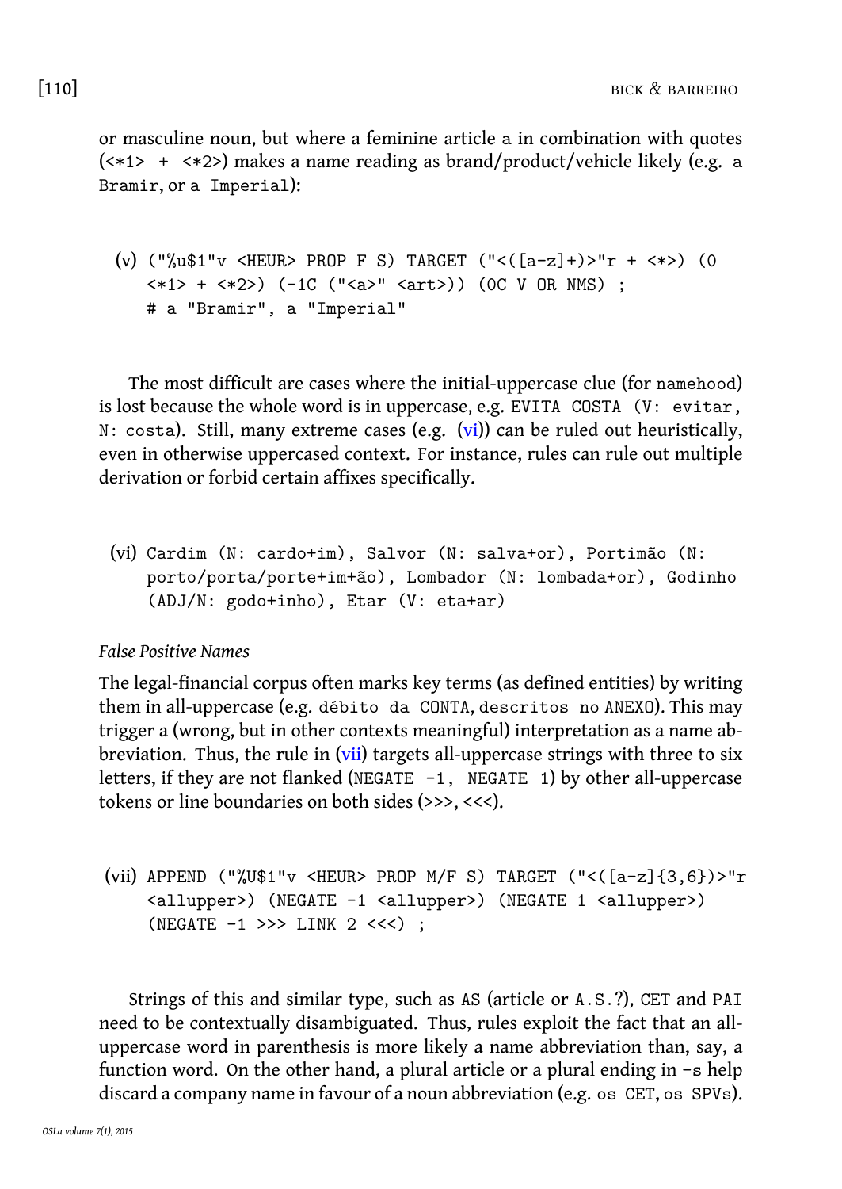or masculine noun, but where a feminine article a in combination with quotes (`<*1> + <*2>`) makes a name reading as brand/product/vehicle likely (e.g. `a Bramir`, or `a Imperial`):

```
(v) ("%u$1"v <HEUR> PROP F S) TARGET ("<([a-z]+)>"r + <*>) (0
    <*1> + <*2>) (-1C ("<a>" <art>)) (0C V OR NMS) ;
    # a "Bramir", a "Imperial"
```

The most difficult are cases where the initial-uppercase clue (for `namehood`) is lost because the whole word is in uppercase, e.g. `EVITA COSTA (V: evitar, N: costa)`. Still, many extreme cases (e.g. (vi)) can be ruled out heuristically, even in otherwise uppercased context. For instance, rules can rule out multiple derivation or forbid certain affixes specifically.

```
(vi) Cardim (N: cardo+im), Salvor (N: salva+or), Portimão (N:
     porto/porta/porte+im+ão), Lombador (N: lombada+or), Godinho
     (ADJ/N: godo+inho), Etar (V: eta+ar)
```

*False Positive Names*

The legal-financial corpus often marks key terms (as defined entities) by writing them in all-uppercase (e.g. `débito da CONTA`, `descritos no ANEXO`). This may trigger a (wrong, but in other contexts meaningful) interpretation as a name abbreviation. Thus, the rule in (vii) targets all-uppercase strings with three to six letters, if they are not flanked (`NEGATE -1, NEGATE 1`) by other all-uppercase tokens or line boundaries on both sides (`>>>`, `<<<`).

```
(vii) APPEND ("%U$1"v <HEUR> PROP M/F S) TARGET ("<([a-z]{3,6})>"r
      <allupper>) (NEGATE -1 <allupper>) (NEGATE 1 <allupper>)
      (NEGATE -1 >>> LINK 2 <<<) ;
```

Strings of this and similar type, such as `AS` (article or `A.S.`?), `CET` and `PAI` need to be contextually disambiguated. Thus, rules exploit the fact that an all-uppercase word in parenthesis is more likely a name abbreviation than, say, a function word. On the other hand, a plural article or a plural ending in `-s` help discard a company name in favour of a noun abbreviation (e.g. `os CET`, `os SPVs`).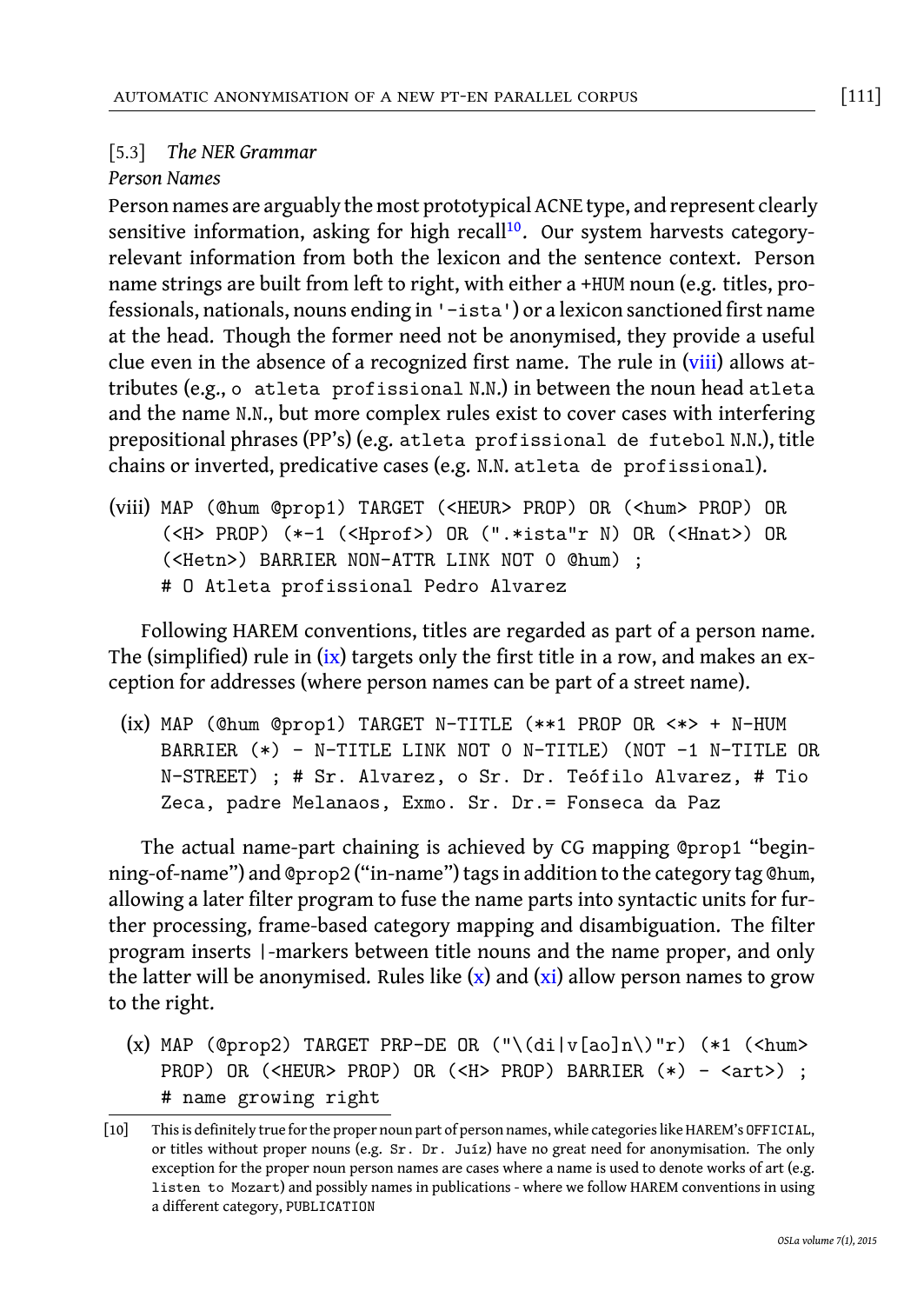## [5.3] *The NER Grammar*

*Person Names*

Person names are arguably the most prototypical ACNE type, and represent clearly sensitive information, asking for high recall[10]. Our system harvests category-relevant information from both the lexicon and the sentence context. Person name strings are built from left to right, with either a +HUM noun (e.g. titles, professionals, nationals, nouns ending in `'-ista'`) or a lexicon sanctioned first name at the head. Though the former need not be anonymised, they provide a useful clue even in the absence of a recognized first name. The rule in (viii) allows attributes (e.g., `o atleta profissional N.N.`) in between the noun head `atleta` and the name `N.N.`, but more complex rules exist to cover cases with interfering prepositional phrases (PP's) (e.g. `atleta profissional de futebol N.N.`), title chains or inverted, predicative cases (e.g. `N.N. atleta de profissional`).

```
(viii) MAP (@hum @prop1) TARGET (<HEUR> PROP) OR (<hum> PROP) OR
       (<H> PROP) (*-1 (<Hprof>) OR (".*ista"r N) OR (<Hnat>) OR
       (<Hetn>) BARRIER NON-ATTR LINK NOT 0 @hum) ;
       # O Atleta profissional Pedro Alvarez
```

Following HAREM conventions, titles are regarded as part of a person name. The (simplified) rule in (ix) targets only the first title in a row, and makes an exception for addresses (where person names can be part of a street name).

```
(ix) MAP (@hum @prop1) TARGET N-TITLE (**1 PROP OR <*> + N-HUM
     BARRIER (*) - N-TITLE LINK NOT 0 N-TITLE) (NOT -1 N-TITLE OR
     N-STREET) ; # Sr. Alvarez, o Sr. Dr. Teófilo Alvarez, # Tio
     Zeca, padre Melanaos, Exmo. Sr. Dr.= Fonseca da Paz
```

The actual name-part chaining is achieved by CG mapping `@prop1` "beginning-of-name") and `@prop2` ("in-name") tags in addition to the category tag `@hum`, allowing a later filter program to fuse the name parts into syntactic units for further processing, frame-based category mapping and disambiguation. The filter program inserts `|`-markers between title nouns and the name proper, and only the latter will be anonymised. Rules like (x) and (xi) allow person names to grow to the right.

```
(x) MAP (@prop2) TARGET PRP-DE OR ("\(di|v[ao]n\)"r) (*1 (<hum>
    PROP) OR (<HEUR> PROP) OR (<H> PROP) BARRIER (*) - <art>) ;
    # name growing right
```

[10] This is definitely true for the proper noun part of person names, while categories like HAREM's `OFFICIAL`, or titles without proper nouns (e.g. `Sr. Dr. Juíz`) have no great need for anonymisation. The only exception for the proper noun person names are cases where a name is used to denote works of art (e.g. `listen to Mozart`) and possibly names in publications - where we follow HAREM conventions in using a different category, `PUBLICATION`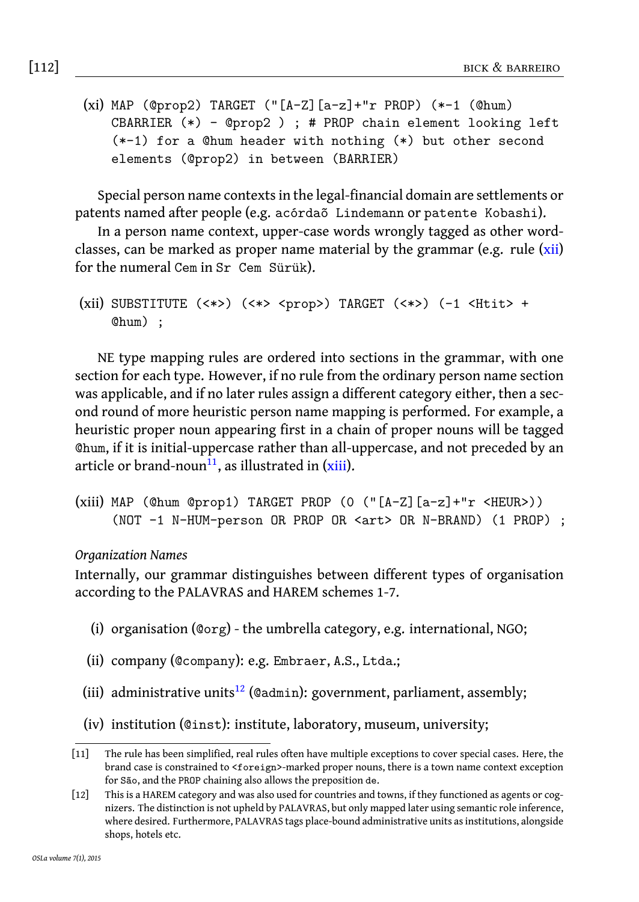(xi) 
```
MAP (@prop2) TARGET ("[A-Z][a-z]+"r PROP) (*-1 (@hum)
CBARRIER (*) - @prop2 ) ; # PROP chain element looking left
(*-1) for a @hum header with nothing (*) but other second
elements (@prop2) in between (BARRIER)
```

Special person name contexts in the legal-financial domain are settlements or patents named after people (e.g. `acórdaõ Lindemann` or `patente Kobashi`).

In a person name context, upper-case words wrongly tagged as other word-classes, can be marked as proper name material by the grammar (e.g. rule (xii) for the numeral `Cem` in `Sr Cem Sürük`).

(xii) 
```
SUBSTITUTE (<*>) (<*> <prop>) TARGET (<*>) (-1 <Htit> +
@hum) ;
```

NE type mapping rules are ordered into sections in the grammar, with one section for each type. However, if no rule from the ordinary person name section was applicable, and if no later rules assign a different category either, then a second round of more heuristic person name mapping is performed. For example, a heuristic proper noun appearing first in a chain of proper nouns will be tagged `@hum`, if it is initial-uppercase rather than all-uppercase, and not preceded by an article or brand-noun[11], as illustrated in (xiii).

(xiii) 
```
MAP (@hum @prop1) TARGET PROP (0 ("[A-Z][a-z]+"r <HEUR>))
(NOT -1 N-HUM-person OR PROP OR <art> OR N-BRAND) (1 PROP) ;
```

*Organization Names*

Internally, our grammar distinguishes between different types of organisation according to the PALAVRAS and HAREM schemes 1-7.

(i) organisation (`@org`) - the umbrella category, e.g. international, NGO;

(ii) company (`@company`): e.g. `Embraer`, `A.S.`, `Ltda.`;

(iii) administrative units[12] (`@admin`): government, parliament, assembly;

(iv) institution (`@inst`): institute, laboratory, museum, university;

[11] The rule has been simplified, real rules often have multiple exceptions to cover special cases. Here, the brand case is constrained to `<foreign>`-marked proper nouns, there is a town name context exception for `São`, and the `PROP` chaining also allows the preposition `de`.

[12] This is a HAREM category and was also used for countries and towns, if they functioned as agents or cognizers. The distinction is not upheld by PALAVRAS, but only mapped later using semantic role inference, where desired. Furthermore, PALAVRAS tags place-bound administrative units as institutions, alongside shops, hotels etc.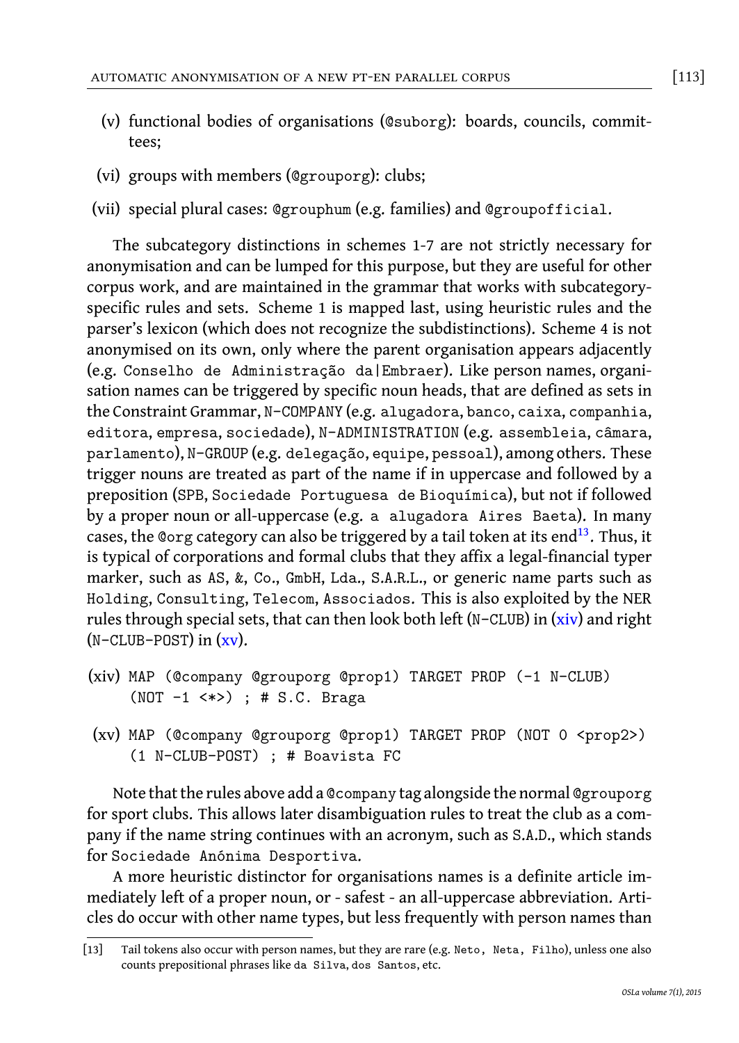(v) functional bodies of organisations (`@suborg`): boards, councils, committees;

(vi) groups with members (`@grouporg`): clubs;

(vii) special plural cases: `@grouphum` (e.g. families) and `@groupofficial`.

The subcategory distinctions in schemes 1-7 are not strictly necessary for anonymisation and can be lumped for this purpose, but they are useful for other corpus work, and are maintained in the grammar that works with subcategory-specific rules and sets. Scheme 1 is mapped last, using heuristic rules and the parser's lexicon (which does not recognize the subdistinctions). Scheme 4 is not anonymised on its own, only where the parent organisation appears adjacently (e.g. `Conselho de Administração da|Embraer`). Like person names, organisation names can be triggered by specific noun heads, that are defined as sets in the Constraint Grammar, `N-COMPANY` (e.g. `alugadora`, `banco`, `caixa`, `companhia`, `editora`, `empresa`, `sociedade`), `N-ADMINISTRATION` (e.g. `assembleia`, `câmara`, `parlamento`), `N-GROUP` (e.g. `delegação`, `equipe`, `pessoal`), among others. These trigger nouns are treated as part of the name if in uppercase and followed by a preposition (`SPB`, `Sociedade Portuguesa de Bioquímica`), but not if followed by a proper noun or all-uppercase (e.g. `a alugadora Aires Baeta`). In many cases, the `@org` category can also be triggered by a tail token at its end[13]. Thus, it is typical of corporations and formal clubs that they affix a legal-financial typer marker, such as `AS`, `&`, `Co.`, `GmbH`, `Lda.`, `S.A.R.L.`, or generic name parts such as `Holding`, `Consulting`, `Telecom`, `Associados`. This is also exploited by the NER rules through special sets, that can then look both left (`N-CLUB`) in (xiv) and right (`N-CLUB-POST`) in (xv).

(xiv)
```
MAP (@company @grouporg @prop1) TARGET PROP (-1 N-CLUB)
(NOT -1 <*>) ; # S.C. Braga
```

(xv)
```
MAP (@company @grouporg @prop1) TARGET PROP (NOT 0 <prop2>)
(1 N-CLUB-POST) ; # Boavista FC
```

Note that the rules above add a `@company` tag alongside the normal `@grouporg` for sport clubs. This allows later disambiguation rules to treat the club as a company if the name string continues with an acronym, such as `S.A.D.`, which stands for `Sociedade Anónima Desportiva`.

A more heuristic distinctor for organisations names is a definite article immediately left of a proper noun, or - safest - an all-uppercase abbreviation. Articles do occur with other name types, but less frequently with person names than

[13] Tail tokens also occur with person names, but they are rare (e.g. `Neto`, `Neta`, `Filho`), unless one also counts prepositional phrases like `da Silva`, `dos Santos`, etc.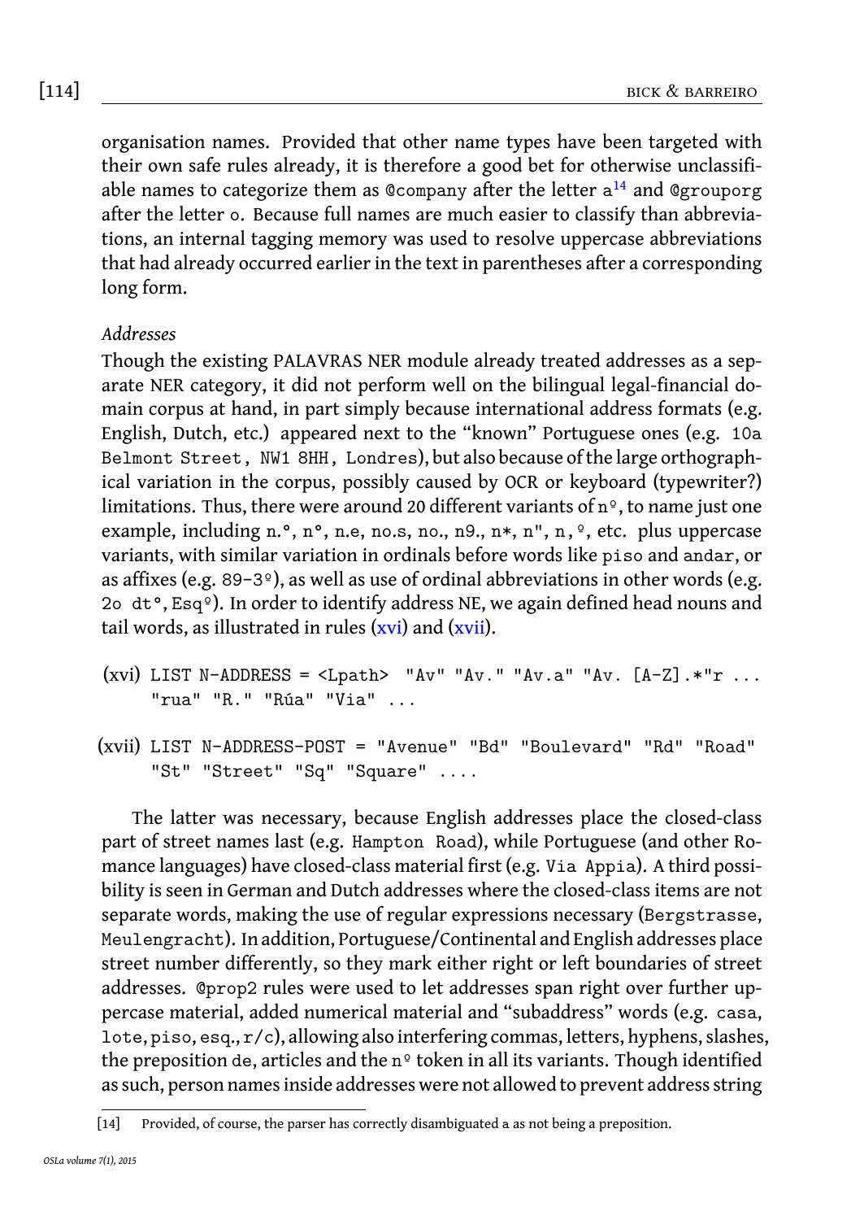organisation names. Provided that other name types have been targeted with their own safe rules already, it is therefore a good bet for otherwise unclassifiable names to categorize them as `@company` after the letter `a`[14] and `@grouporg` after the letter `o`. Because full names are much easier to classify than abbreviations, an internal tagging memory was used to resolve uppercase abbreviations that had already occurred earlier in the text in parentheses after a corresponding long form.

*Addresses*

Though the existing PALAVRAS NER module already treated addresses as a separate NER category, it did not perform well on the bilingual legal-financial domain corpus at hand, in part simply because international address formats (e.g. English, Dutch, etc.) appeared next to the "known" Portuguese ones (e.g. `10a Belmont Street, NW1 8HH, Londres`), but also because of the large orthographical variation in the corpus, possibly caused by OCR or keyboard (typewriter?) limitations. Thus, there were around 20 different variants of `nº`, to name just one example, including `n.°`, `n°`, `n.e`, `no.s`, `no.`, `n9.`, `n*`, `n"`, `n,º`, etc. plus uppercase variants, with similar variation in ordinals before words like `piso` and `andar`, or as affixes (e.g. `89-3º`), as well as use of ordinal abbreviations in other words (e.g. `2o dt°`, `Esqº`). In order to identify address NE, we again defined head nouns and tail words, as illustrated in rules (xvi) and (xvii).

(xvi)
```
LIST N-ADDRESS = <Lpath> "Av" "Av." "Av.a" "Av. [A-Z].*"r ...
"rua" "R." "Rúa" "Via" ...
```

(xvii)
```
LIST N-ADDRESS-POST = "Avenue" "Bd" "Boulevard" "Rd" "Road"
"St" "Street" "Sq" "Square" ....
```

The latter was necessary, because English addresses place the closed-class part of street names last (e.g. `Hampton Road`), while Portuguese (and other Romance languages) have closed-class material first (e.g. `Via Appia`). A third possibility is seen in German and Dutch addresses where the closed-class items are not separate words, making the use of regular expressions necessary (`Bergstrasse`, `Meulengracht`). In addition, Portuguese/Continental and English addresses place street number differently, so they mark either right or left boundaries of street addresses. `@prop2` rules were used to let addresses span right over further uppercase material, added numerical material and "subaddress" words (e.g. `casa`, `lote`, `piso`, `esq.`, `r/c`), allowing also interfering commas, letters, hyphens, slashes, the preposition `de`, articles and the `nº` token in all its variants. Though identified as such, person names inside addresses were not allowed to prevent address string

[14] Provided, of course, the parser has correctly disambiguated `a` as not being a preposition.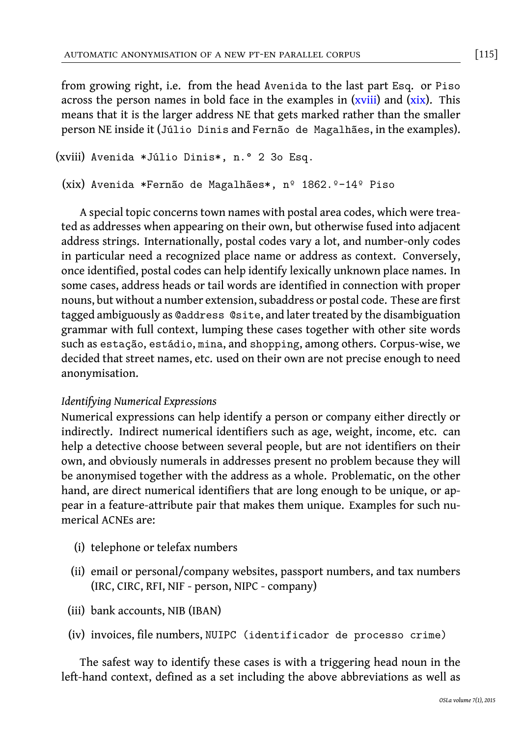from growing right, i.e. from the head `Avenida` to the last part `Esq.` or `Piso` across the person names in bold face in the examples in (xviii) and (xix). This means that it is the larger address NE that gets marked rather than the smaller person NE inside it (`Júlio Dinis` and `Fernão de Magalhães`, in the examples).

(xviii) `Avenida *Júlio Dinis*, n.° 2 3o Esq.`

(xix) `Avenida *Fernão de Magalhães*, nº 1862.º-14º Piso`

A special topic concerns town names with postal area codes, which were treated as addresses when appearing on their own, but otherwise fused into adjacent address strings. Internationally, postal codes vary a lot, and number-only codes in particular need a recognized place name or address as context. Conversely, once identified, postal codes can help identify lexically unknown place names. In some cases, address heads or tail words are identified in connection with proper nouns, but without a number extension, subaddress or postal code. These are first tagged ambiguously as `@address @site`, and later treated by the disambiguation grammar with full context, lumping these cases together with other site words such as `estação`, `estádio`, `mina`, and `shopping`, among others. Corpus-wise, we decided that street names, etc. used on their own are not precise enough to need anonymisation.

*Identifying Numerical Expressions*

Numerical expressions can help identify a person or company either directly or indirectly. Indirect numerical identifiers such as age, weight, income, etc. can help a detective choose between several people, but are not identifiers on their own, and obviously numerals in addresses present no problem because they will be anonymised together with the address as a whole. Problematic, on the other hand, are direct numerical identifiers that are long enough to be unique, or appear in a feature-attribute pair that makes them unique. Examples for such numerical ACNEs are:

(i) telephone or telefax numbers

(ii) email or personal/company websites, passport numbers, and tax numbers (IRC, CIRC, RFI, NIF - person, NIPC - company)

(iii) bank accounts, NIB (IBAN)

(iv) invoices, file numbers, `NUIPC (identificador de processo crime)`

The safest way to identify these cases is with a triggering head noun in the left-hand context, defined as a set including the above abbreviations as well as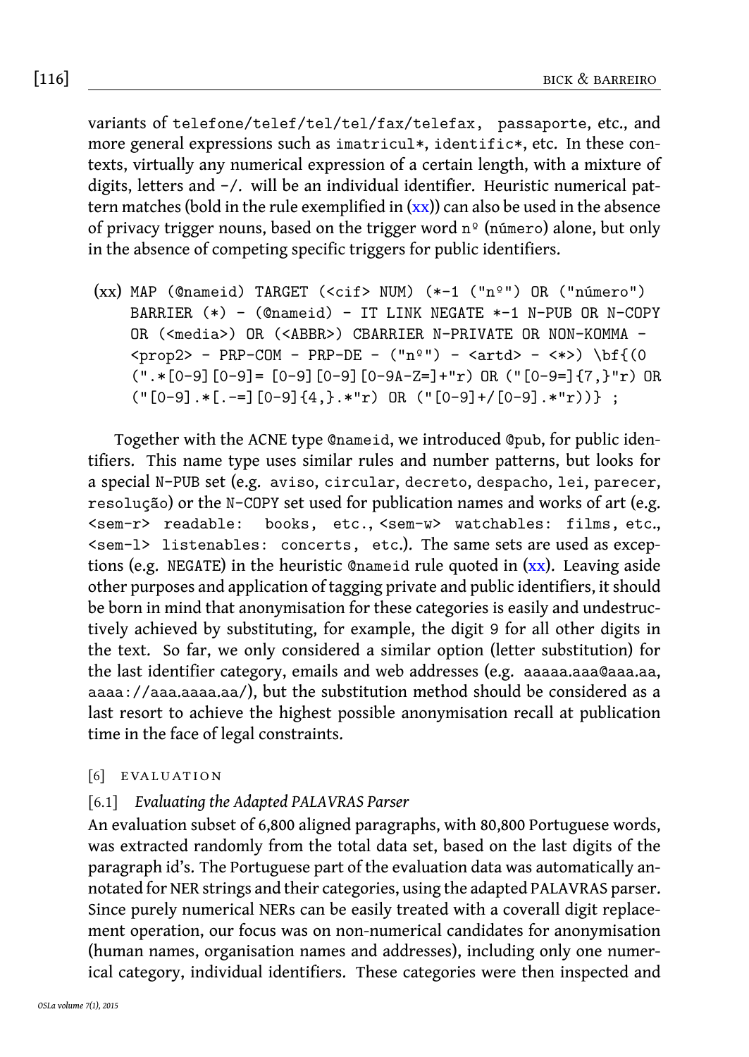variants of `telefone/telef/tel/tel/fax/telefax`, `passaporte`, etc., and more general expressions such as `imatricul*`, `identific*`, etc. In these contexts, virtually any numerical expression of a certain length, with a mixture of digits, letters and `-/.` will be an individual identifier. Heuristic numerical pattern matches (bold in the rule exemplified in (xx)) can also be used in the absence of privacy trigger nouns, based on the trigger word `nº` (`número`) alone, but only in the absence of competing specific triggers for public identifiers.

(xx)
```
MAP (@nameid) TARGET (<cif> NUM) (*-1 ("nº") OR ("número")
BARRIER (*) - (@nameid) - IT LINK NEGATE *-1 N-PUB OR N-COPY
OR (<media>) OR (<ABBR>) CBARRIER N-PRIVATE OR NON-KOMMA -
<prop2> - PRP-COM - PRP-DE - ("nº") - <artd> - <*>) \bf{(0
(".*[0-9][0-9]= [0-9][0-9][0-9A-Z=]+"r) OR ("[0-9=]{7,}"r) OR
("[0-9].*[.-=][0-9]{4,}.*"r) OR ("[0-9]+/[0-9].*"r))} ;
```

Together with the ACNE type `@nameid`, we introduced `@pub`, for public identifiers. This name type uses similar rules and number patterns, but looks for a special `N-PUB` set (e.g. `aviso`, `circular`, `decreto`, `despacho`, `lei`, `parecer`, `resolução`) or the `N-COPY` set used for publication names and works of art (e.g. `<sem-r> readable: books, etc.`, `<sem-w> watchables: films, etc.`, `<sem-l> listenables: concerts, etc.`). The same sets are used as exceptions (e.g. `NEGATE`) in the heuristic `@nameid` rule quoted in (xx). Leaving aside other purposes and application of tagging private and public identifiers, it should be born in mind that anonymisation for these categories is easily and undestructively achieved by substituting, for example, the digit `9` for all other digits in the text. So far, we only considered a similar option (letter substitution) for the last identifier category, emails and web addresses (e.g. `aaaaa.aaa@aaa.aa`, `aaaa://aaa.aaaa.aa/`), but the substitution method should be considered as a last resort to achieve the highest possible anonymisation recall at publication time in the face of legal constraints.

## [6] Evaluation

### [6.1] *Evaluating the Adapted PALAVRAS Parser*

An evaluation subset of 6,800 aligned paragraphs, with 80,800 Portuguese words, was extracted randomly from the total data set, based on the last digits of the paragraph id's. The Portuguese part of the evaluation data was automatically annotated for NER strings and their categories, using the adapted PALAVRAS parser. Since purely numerical NERs can be easily treated with a coverall digit replacement operation, our focus was on non-numerical candidates for anonymisation (human names, organisation names and addresses), including only one numerical category, individual identifiers. These categories were then inspected and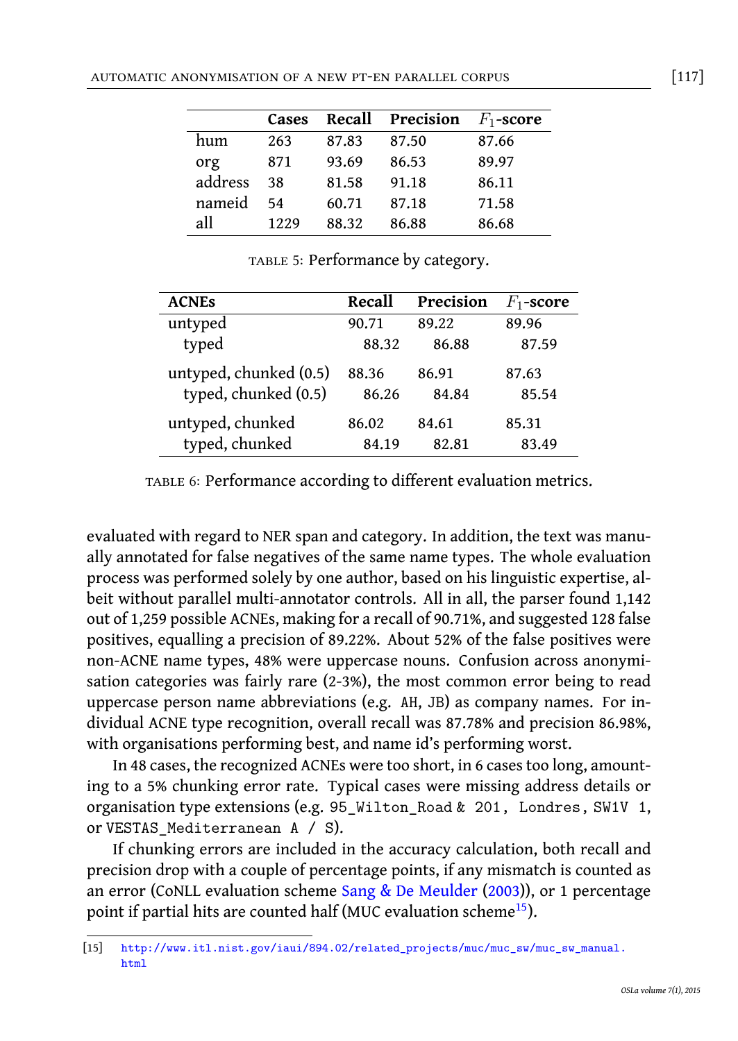|  | **Cases** | **Recall** | **Precision** | **$F_1$-score** |
|---|---|---|---|---|
| hum | 263 | 87.83 | 87.50 | 87.66 |
| org | 871 | 93.69 | 86.53 | 89.97 |
| address | 38 | 81.58 | 91.18 | 86.11 |
| nameid | 54 | 60.71 | 87.18 | 71.58 |
| all | 1229 | 88.32 | 86.88 | 86.68 |

TABLE 5: Performance by category.

| **ACNEs** | **Recall** | **Precision** | **$F_1$-score** |
|---|---|---|---|
| untyped | 90.71 | 89.22 | 89.96 |
| typed | 88.32 | 86.88 | 87.59 |
| untyped, chunked (0.5) | 88.36 | 86.91 | 87.63 |
| typed, chunked (0.5) | 86.26 | 84.84 | 85.54 |
| untyped, chunked | 86.02 | 84.61 | 85.31 |
| typed, chunked | 84.19 | 82.81 | 83.49 |

TABLE 6: Performance according to different evaluation metrics.

evaluated with regard to NER span and category. In addition, the text was manually annotated for false negatives of the same name types. The whole evaluation process was performed solely by one author, based on his linguistic expertise, albeit without parallel multi-annotator controls. All in all, the parser found 1,142 out of 1,259 possible ACNEs, making for a recall of 90.71%, and suggested 128 false positives, equalling a precision of 89.22%. About 52% of the false positives were non-ACNE name types, 48% were uppercase nouns. Confusion across anonymisation categories was fairly rare (2-3%), the most common error being to read uppercase person name abbreviations (e.g. `AH`, `JB`) as company names. For individual ACNE type recognition, overall recall was 87.78% and precision 86.98%, with organisations performing best, and name id's performing worst.

In 48 cases, the recognized ACNEs were too short, in 6 cases too long, amounting to a 5% chunking error rate. Typical cases were missing address details or organisation type extensions (e.g. `95_Wilton_Road` & `201, Londres, SW1V 1`, or `VESTAS_Mediterranean A / S`).

If chunking errors are included in the accuracy calculation, both recall and precision drop with a couple of percentage points, if any mismatch is counted as an error (CoNLL evaluation scheme Sang & De Meulder (2003)), or 1 percentage point if partial hits are counted half (MUC evaluation scheme[15]).

[15] http://www.itl.nist.gov/iaui/894.02/related_projects/muc/muc_sw/muc_sw_manual.html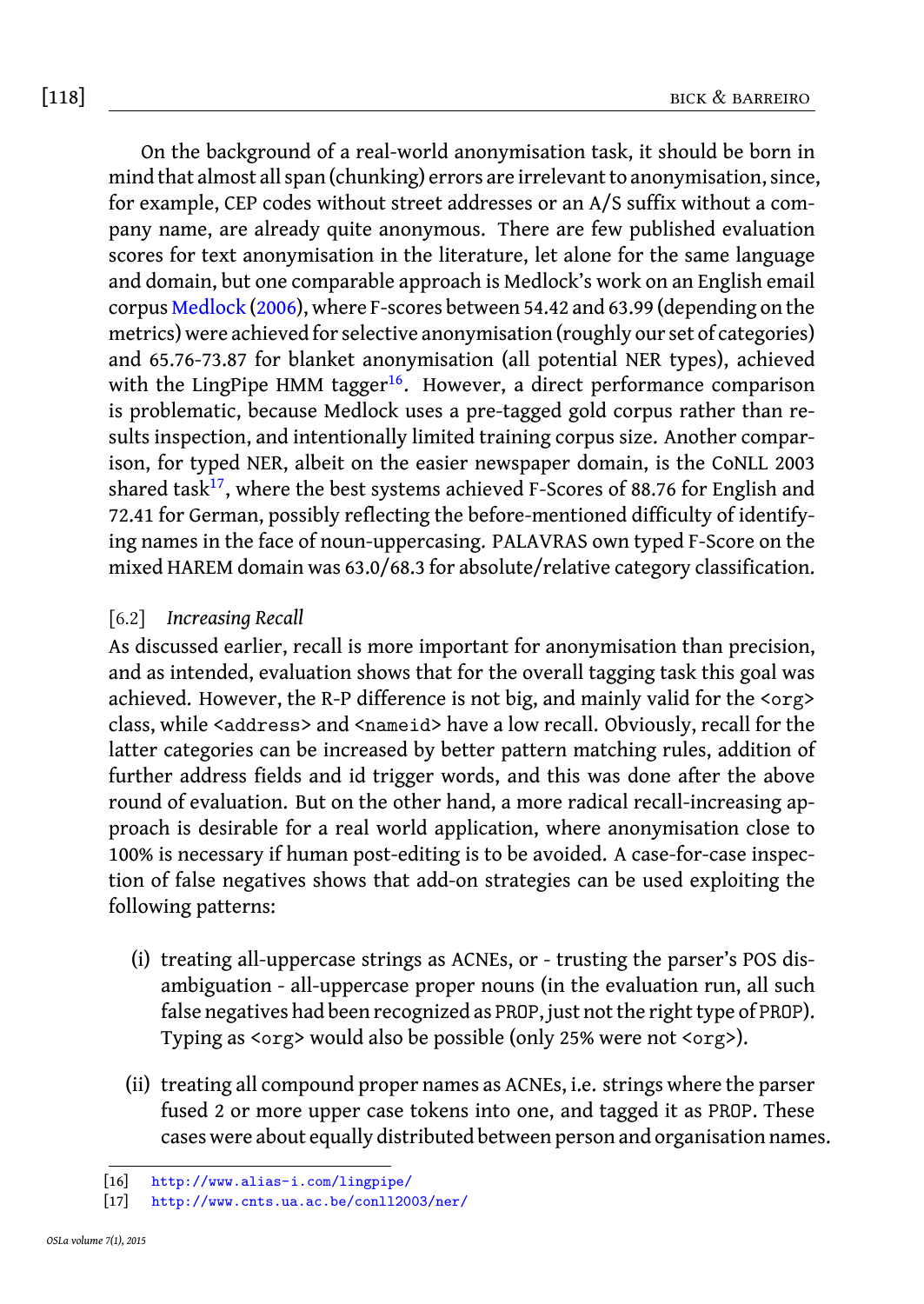On the background of a real-world anonymisation task, it should be born in mind that almost all span (chunking) errors are irrelevant to anonymisation, since, for example, CEP codes without street addresses or an A/S suffix without a company name, are already quite anonymous. There are few published evaluation scores for text anonymisation in the literature, let alone for the same language and domain, but one comparable approach is Medlock's work on an English email corpus Medlock (2006), where F-scores between 54.42 and 63.99 (depending on the metrics) were achieved for selective anonymisation (roughly our set of categories) and 65.76-73.87 for blanket anonymisation (all potential NER types), achieved with the LingPipe HMM tagger[16]. However, a direct performance comparison is problematic, because Medlock uses a pre-tagged gold corpus rather than results inspection, and intentionally limited training corpus size. Another comparison, for typed NER, albeit on the easier newspaper domain, is the CoNLL 2003 shared task[17], where the best systems achieved F-Scores of 88.76 for English and 72.41 for German, possibly reflecting the before-mentioned difficulty of identifying names in the face of noun-uppercasing. PALAVRAS own typed F-Score on the mixed HAREM domain was 63.0/68.3 for absolute/relative category classification.

### [6.2] *Increasing Recall*

As discussed earlier, recall is more important for anonymisation than precision, and as intended, evaluation shows that for the overall tagging task this goal was achieved. However, the R-P difference is not big, and mainly valid for the `<org>` class, while `<address>` and `<nameid>` have a low recall. Obviously, recall for the latter categories can be increased by better pattern matching rules, addition of further address fields and id trigger words, and this was done after the above round of evaluation. But on the other hand, a more radical recall-increasing approach is desirable for a real world application, where anonymisation close to 100% is necessary if human post-editing is to be avoided. A case-for-case inspection of false negatives shows that add-on strategies can be used exploiting the following patterns:

(i) treating all-uppercase strings as ACNEs, or - trusting the parser's POS disambiguation - all-uppercase proper nouns (in the evaluation run, all such false negatives had been recognized as PROP, just not the right type of PROP). Typing as `<org>` would also be possible (only 25% were not `<org>`).

(ii) treating all compound proper names as ACNEs, i.e. strings where the parser fused 2 or more upper case tokens into one, and tagged it as PROP. These cases were about equally distributed between person and organisation names.

[16] http://www.alias-i.com/lingpipe/

[17] http://www.cnts.ua.ac.be/conll2003/ner/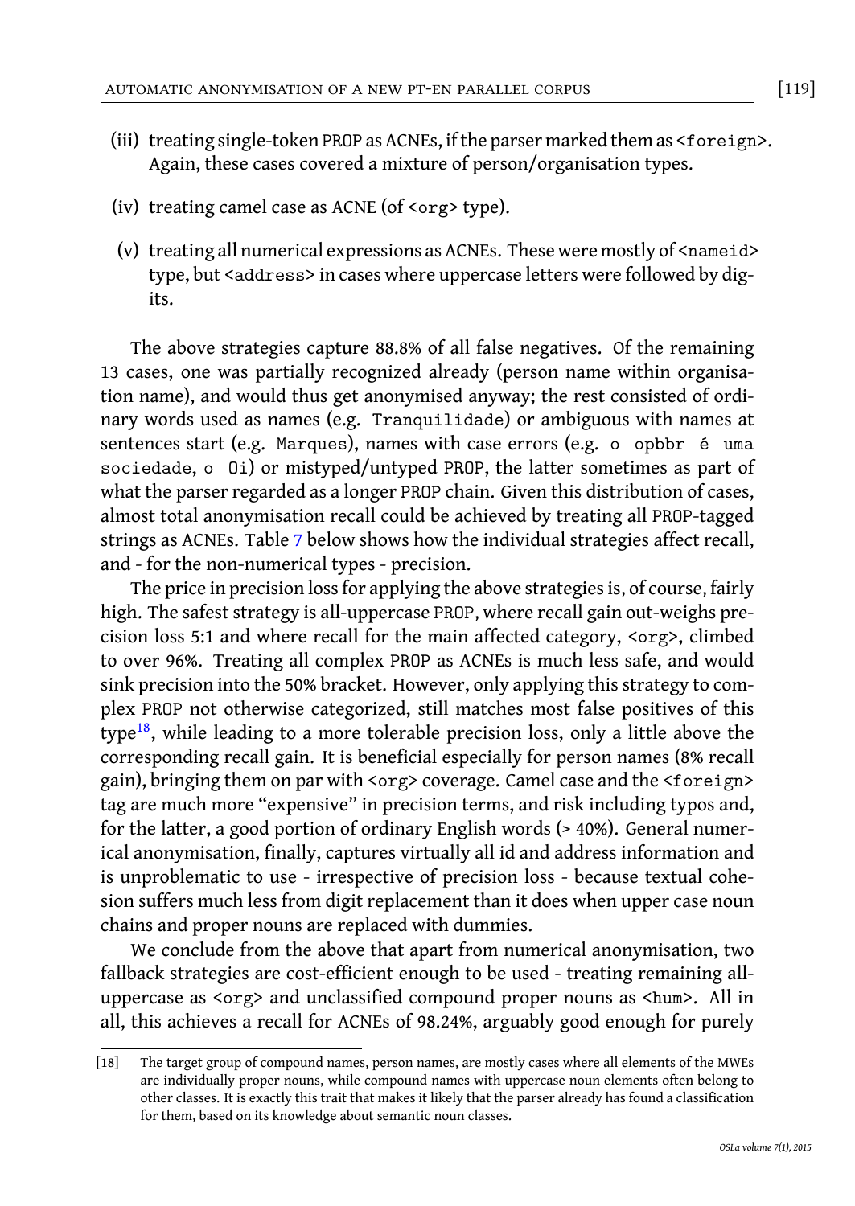(iii) treating single-token PROP as ACNEs, if the parser marked them as <foreign>. Again, these cases covered a mixture of person/organisation types.

(iv) treating camel case as ACNE (of <org> type).

(v) treating all numerical expressions as ACNEs. These were mostly of <nameid> type, but <address> in cases where uppercase letters were followed by digits.

The above strategies capture 88.8% of all false negatives. Of the remaining 13 cases, one was partially recognized already (person name within organisation name), and would thus get anonymised anyway; the rest consisted of ordinary words used as names (e.g. Tranquilidade) or ambiguous with names at sentences start (e.g. Marques), names with case errors (e.g. o opbbr é uma sociedade, o Oi) or mistyped/untyped PROP, the latter sometimes as part of what the parser regarded as a longer PROP chain. Given this distribution of cases, almost total anonymisation recall could be achieved by treating all PROP-tagged strings as ACNEs. Table 7 below shows how the individual strategies affect recall, and - for the non-numerical types - precision.

The price in precision loss for applying the above strategies is, of course, fairly high. The safest strategy is all-uppercase PROP, where recall gain out-weighs precision loss 5:1 and where recall for the main affected category, <org>, climbed to over 96%. Treating all complex PROP as ACNEs is much less safe, and would sink precision into the 50% bracket. However, only applying this strategy to complex PROP not otherwise categorized, still matches most false positives of this type[18], while leading to a more tolerable precision loss, only a little above the corresponding recall gain. It is beneficial especially for person names (8% recall gain), bringing them on par with <org> coverage. Camel case and the <foreign> tag are much more "expensive" in precision terms, and risk including typos and, for the latter, a good portion of ordinary English words (> 40%). General numerical anonymisation, finally, captures virtually all id and address information and is unproblematic to use - irrespective of precision loss - because textual cohesion suffers much less from digit replacement than it does when upper case noun chains and proper nouns are replaced with dummies.

We conclude from the above that apart from numerical anonymisation, two fallback strategies are cost-efficient enough to be used - treating remaining all-uppercase as <org> and unclassified compound proper nouns as <hum>. All in all, this achieves a recall for ACNEs of 98.24%, arguably good enough for purely

[18] The target group of compound names, person names, are mostly cases where all elements of the MWEs are individually proper nouns, while compound names with uppercase noun elements often belong to other classes. It is exactly this trait that makes it likely that the parser already has found a classification for them, based on its knowledge about semantic noun classes.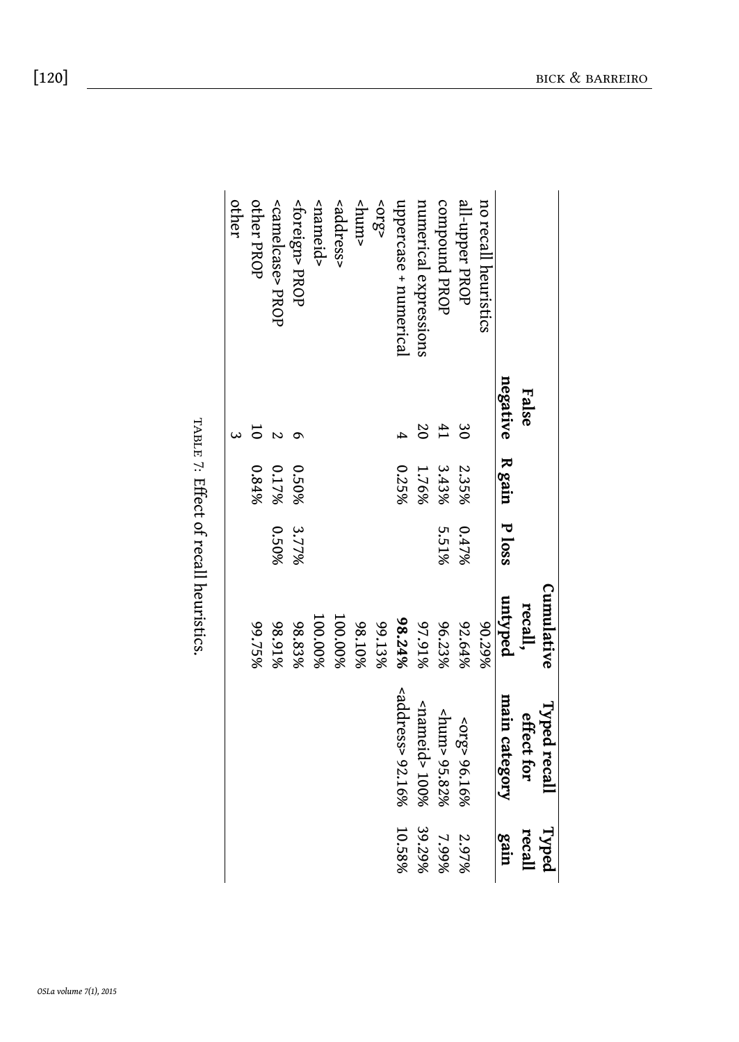| | False negative | R gain | P loss | Cumulative recall, untyped | Typed recall effect for main category | Typed recall gain |
|---|---|---|---|---|---|---|
| no recall heuristics | | | | 90.29% | | |
| all-upper PROP | 30 | 2.35% | 0.47% | 92.64% | <org> 96.16% | 2.97% |
| compound PROP | 41 | 3.43% | 5.51% | 96.23% | <hum> 95.82% | 7.99% |
| numerical expressions | 20 | 1.76% | | 97.91% | <nameid> 100% | 39.29% |
| uppercase + numerical | 4 | 0.25% | | **98.24%** | <address> 92.16% | 10.58% |
| <org> | | | | 99.13% | | |
| <hum> | | | | 98.10% | | |
| <address> | | | | 100.00% | | |
| <nameid> | | | | 100.00% | | |
| <foreign> PROP | 6 | 0.50% | 3.77% | 98.83% | | |
| <camelcase> PROP | 2 | 0.17% | 0.50% | 98.91% | | |
| other PROP | 10 | 0.84% | | 99.75% | | |
| other | 3 | | | | | |

TABLE 7: Effect of recall heuristics.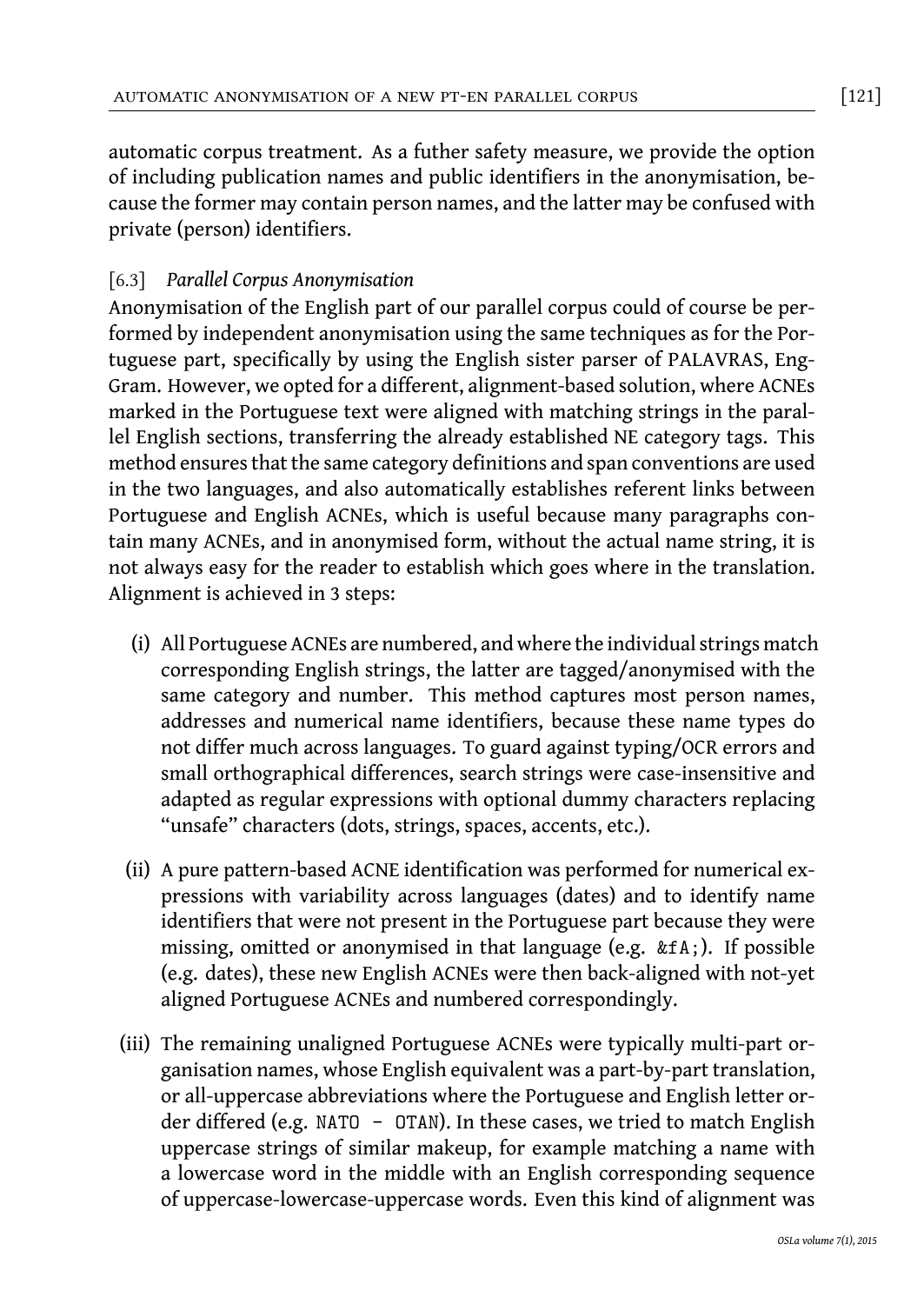automatic corpus treatment. As a futher safety measure, we provide the option of including publication names and public identifiers in the anonymisation, because the former may contain person names, and the latter may be confused with private (person) identifiers.

### [6.3] *Parallel Corpus Anonymisation*

Anonymisation of the English part of our parallel corpus could of course be performed by independent anonymisation using the same techniques as for the Portuguese part, specifically by using the English sister parser of PALAVRAS, EngGram. However, we opted for a different, alignment-based solution, where ACNEs marked in the Portuguese text were aligned with matching strings in the parallel English sections, transferring the already established NE category tags. This method ensures that the same category definitions and span conventions are used in the two languages, and also automatically establishes referent links between Portuguese and English ACNEs, which is useful because many paragraphs contain many ACNEs, and in anonymised form, without the actual name string, it is not always easy for the reader to establish which goes where in the translation. Alignment is achieved in 3 steps:

(i) All Portuguese ACNEs are numbered, and where the individual strings match corresponding English strings, the latter are tagged/anonymised with the same category and number. This method captures most person names, addresses and numerical name identifiers, because these name types do not differ much across languages. To guard against typing/OCR errors and small orthographical differences, search strings were case-insensitive and adapted as regular expressions with optional dummy characters replacing "unsafe" characters (dots, strings, spaces, accents, etc.).

(ii) A pure pattern-based ACNE identification was performed for numerical expressions with variability across languages (dates) and to identify name identifiers that were not present in the Portuguese part because they were missing, omitted or anonymised in that language (e.g. `&fA;`). If possible (e.g. dates), these new English ACNEs were then back-aligned with not-yet aligned Portuguese ACNEs and numbered correspondingly.

(iii) The remaining unaligned Portuguese ACNEs were typically multi-part organisation names, whose English equivalent was a part-by-part translation, or all-uppercase abbreviations where the Portuguese and English letter order differed (e.g. `NATO - OTAN`). In these cases, we tried to match English uppercase strings of similar makeup, for example matching a name with a lowercase word in the middle with an English corresponding sequence of uppercase-lowercase-uppercase words. Even this kind of alignment was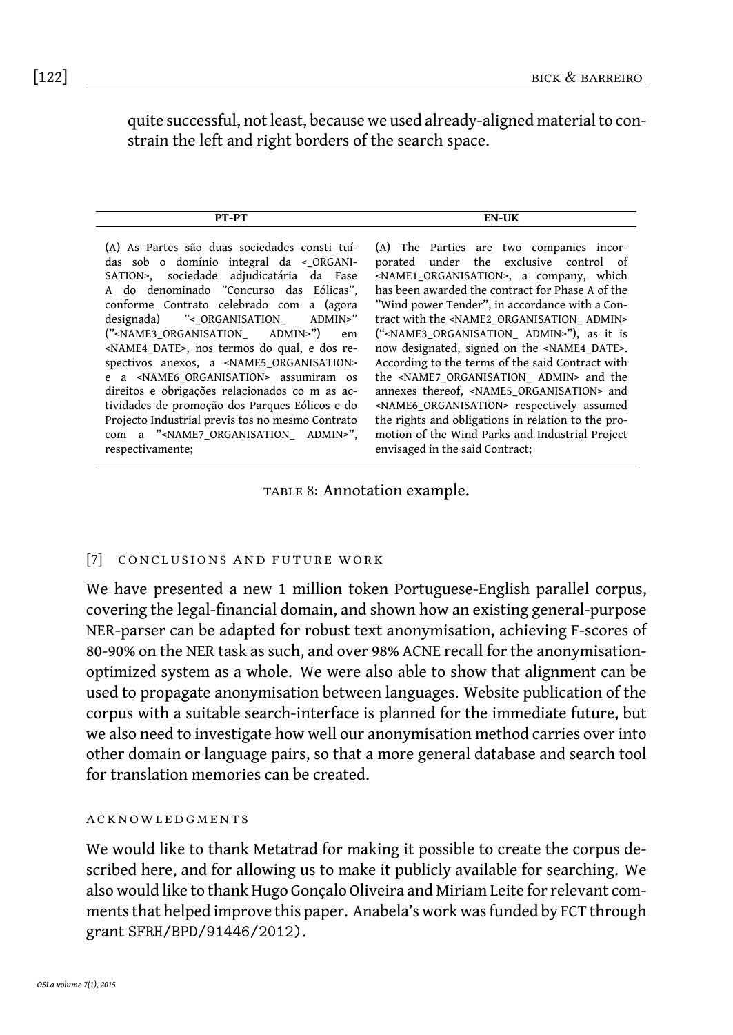quite successful, not least, because we used already-aligned material to constrain the left and right borders of the search space.

| PT-PT | EN-UK |
| --- | --- |
| (A) As Partes são duas sociedades consti tuídas sob o domínio integral da <_ORGANISATION>, sociedade adjudicatária da Fase A do denominado "Concurso das Eólicas", conforme Contrato celebrado com a (agora designada) "<_ORGANISATION_ ADMIN>" ("<NAME3_ORGANISATION_ ADMIN>") em <NAME4_DATE>, nos termos do qual, e dos respectivos anexos, a <NAME5_ORGANISATION> e a <NAME6_ORGANISATION> assumiram os direitos e obrigações relacionados co m as actividades de promoção dos Parques Eólicos e do Projecto Industrial previs tos no mesmo Contrato com a "<NAME7_ORGANISATION_ ADMIN>", respectivamente; | (A) The Parties are two companies incorporated under the exclusive control of <NAME1_ORGANISATION>, a company, which has been awarded the contract for Phase A of the "Wind power Tender", in accordance with a Contract with the <NAME2_ORGANISATION_ ADMIN> ("<NAME3_ORGANISATION_ ADMIN>"), as it is now designated, signed on the <NAME4_DATE>. According to the terms of the said Contract with the <NAME7_ORGANISATION_ ADMIN> and the annexes thereof, <NAME5_ORGANISATION> and <NAME6_ORGANISATION> respectively assumed the rights and obligations in relation to the promotion of the Wind Parks and Industrial Project envisaged in the said Contract; |

TABLE 8: Annotation example.

## [7] CONCLUSIONS AND FUTURE WORK

We have presented a new 1 million token Portuguese-English parallel corpus, covering the legal-financial domain, and shown how an existing general-purpose NER-parser can be adapted for robust text anonymisation, achieving F-scores of 80-90% on the NER task as such, and over 98% ACNE recall for the anonymisation-optimized system as a whole. We were also able to show that alignment can be used to propagate anonymisation between languages. Website publication of the corpus with a suitable search-interface is planned for the immediate future, but we also need to investigate how well our anonymisation method carries over into other domain or language pairs, so that a more general database and search tool for translation memories can be created.

### ACKNOWLEDGMENTS

We would like to thank Metatrad for making it possible to create the corpus described here, and for allowing us to make it publicly available for searching. We also would like to thank Hugo Gonçalo Oliveira and Miriam Leite for relevant comments that helped improve this paper. Anabela's work was funded by FCT through grant SFRH/BPD/91446/2012).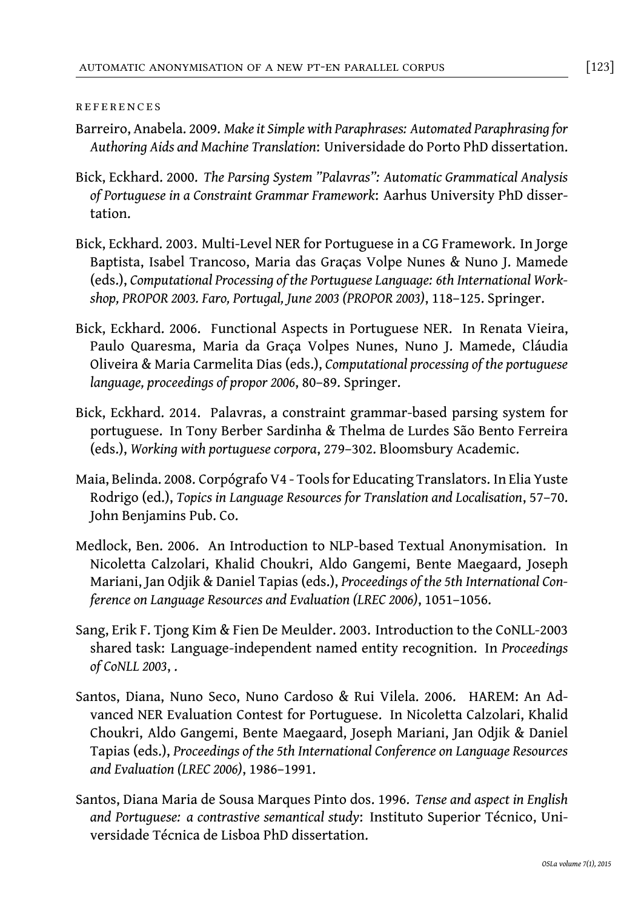## REFERENCES

Barreiro, Anabela. 2009. *Make it Simple with Paraphrases: Automated Paraphrasing for Authoring Aids and Machine Translation*: Universidade do Porto PhD dissertation.

Bick, Eckhard. 2000. *The Parsing System "Palavras": Automatic Grammatical Analysis of Portuguese in a Constraint Grammar Framework*: Aarhus University PhD dissertation.

Bick, Eckhard. 2003. Multi-Level NER for Portuguese in a CG Framework. In Jorge Baptista, Isabel Trancoso, Maria das Graças Volpe Nunes & Nuno J. Mamede (eds.), *Computational Processing of the Portuguese Language: 6th International Workshop, PROPOR 2003. Faro, Portugal, June 2003 (PROPOR 2003)*, 118–125. Springer.

Bick, Eckhard. 2006. Functional Aspects in Portuguese NER. In Renata Vieira, Paulo Quaresma, Maria da Graça Volpes Nunes, Nuno J. Mamede, Cláudia Oliveira & Maria Carmelita Dias (eds.), *Computational processing of the portuguese language, proceedings of propor 2006*, 80–89. Springer.

Bick, Eckhard. 2014. Palavras, a constraint grammar-based parsing system for portuguese. In Tony Berber Sardinha & Thelma de Lurdes São Bento Ferreira (eds.), *Working with portuguese corpora*, 279–302. Bloomsbury Academic.

Maia, Belinda. 2008. Corpógrafo V4 - Tools for Educating Translators. In Elia Yuste Rodrigo (ed.), *Topics in Language Resources for Translation and Localisation*, 57–70. John Benjamins Pub. Co.

Medlock, Ben. 2006. An Introduction to NLP-based Textual Anonymisation. In Nicoletta Calzolari, Khalid Choukri, Aldo Gangemi, Bente Maegaard, Joseph Mariani, Jan Odjik & Daniel Tapias (eds.), *Proceedings of the 5th International Conference on Language Resources and Evaluation (LREC 2006)*, 1051–1056.

Sang, Erik F. Tjong Kim & Fien De Meulder. 2003. Introduction to the CoNLL-2003 shared task: Language-independent named entity recognition. In *Proceedings of CoNLL 2003*, .

Santos, Diana, Nuno Seco, Nuno Cardoso & Rui Vilela. 2006. HAREM: An Advanced NER Evaluation Contest for Portuguese. In Nicoletta Calzolari, Khalid Choukri, Aldo Gangemi, Bente Maegaard, Joseph Mariani, Jan Odjik & Daniel Tapias (eds.), *Proceedings of the 5th International Conference on Language Resources and Evaluation (LREC 2006)*, 1986–1991.

Santos, Diana Maria de Sousa Marques Pinto dos. 1996. *Tense and aspect in English and Portuguese: a contrastive semantical study*: Instituto Superior Técnico, Universidade Técnica de Lisboa PhD dissertation.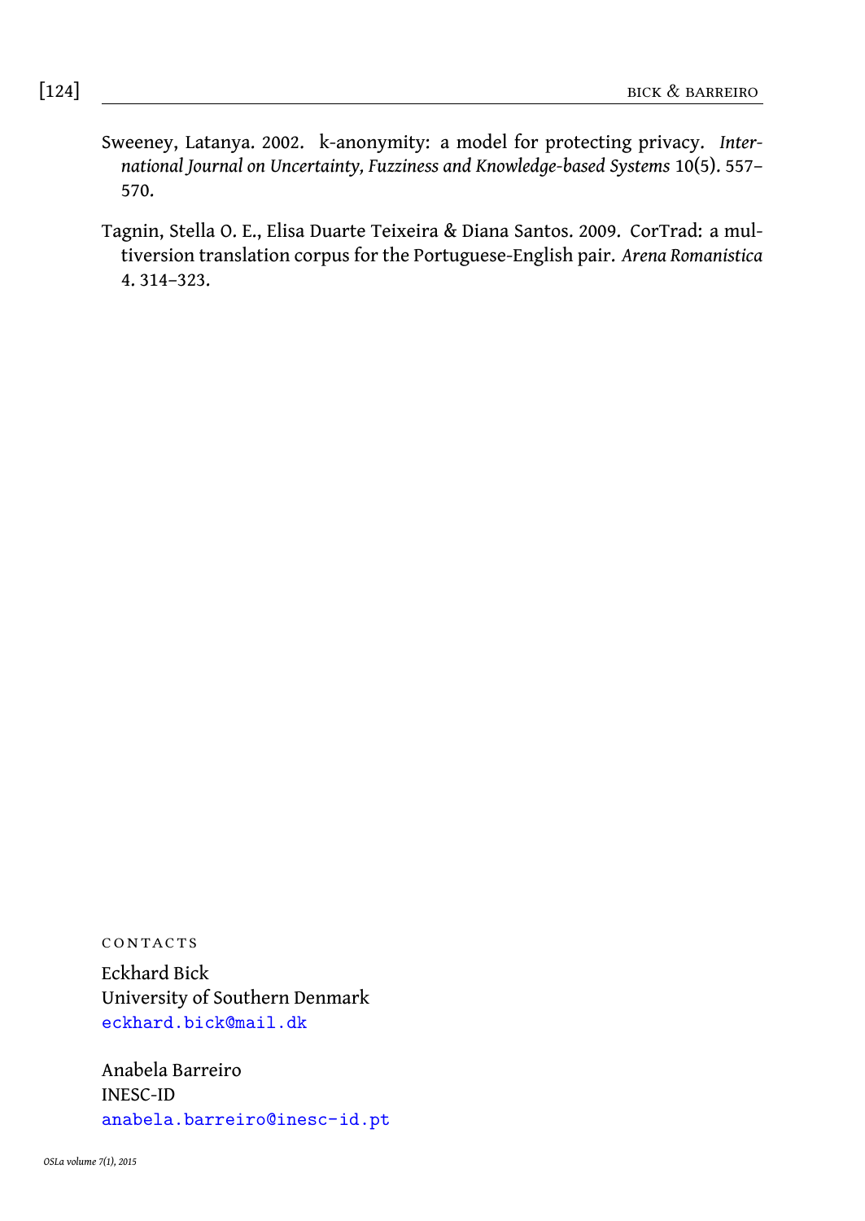Sweeney, Latanya. 2002. k-anonymity: a model for protecting privacy. *International Journal on Uncertainty, Fuzziness and Knowledge-based Systems* 10(5). 557–570.

Tagnin, Stella O. E., Elisa Duarte Teixeira & Diana Santos. 2009. CorTrad: a multiversion translation corpus for the Portuguese-English pair. *Arena Romanistica* 4. 314–323.

CONTACTS

Eckhard Bick
University of Southern Denmark
eckhard.bick@mail.dk

Anabela Barreiro
INESC-ID
anabela.barreiro@inesc-id.pt